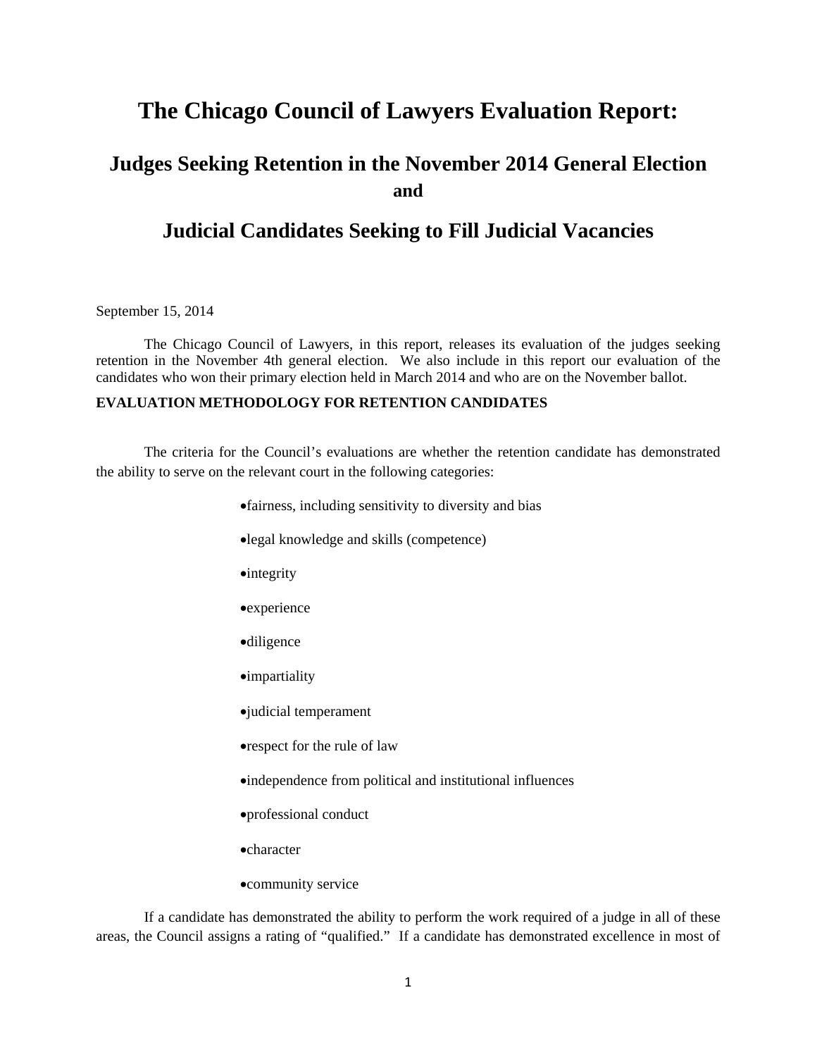# The Chicago Council of Lawyers Evaluation Report:

## Judges Seeking Retention in the November 2014 General Election

**and**

## Judicial Candidates Seeking to Fill Judicial Vacancies

September 15, 2014

The Chicago Council of Lawyers, in this report, releases its evaluation of the judges seeking retention in the November 4th general election. We also include in this report our evaluation of the candidates who won their primary election held in March 2014 and who are on the November ballot.

**EVALUATION METHODOLOGY FOR RETENTION CANDIDATES**

The criteria for the Council's evaluations are whether the retention candidate has demonstrated the ability to serve on the relevant court in the following categories:

- fairness, including sensitivity to diversity and bias
- legal knowledge and skills (competence)
- integrity
- experience
- diligence
- impartiality
- judicial temperament
- respect for the rule of law
- independence from political and institutional influences
- professional conduct
- character
- community service

If a candidate has demonstrated the ability to perform the work required of a judge in all of these areas, the Council assigns a rating of "qualified." If a candidate has demonstrated excellence in most of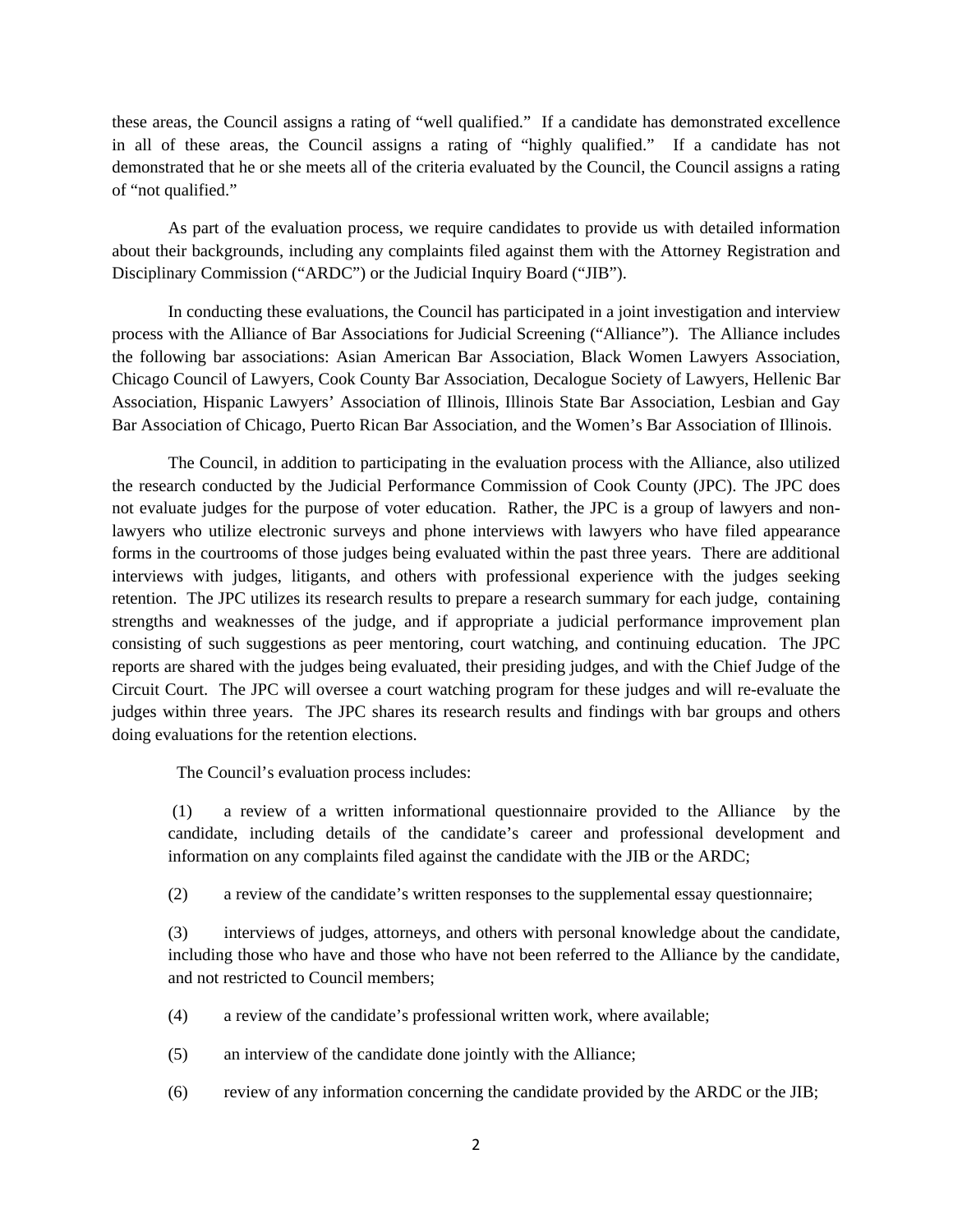these areas, the Council assigns a rating of "well qualified." If a candidate has demonstrated excellence in all of these areas, the Council assigns a rating of "highly qualified." If a candidate has not demonstrated that he or she meets all of the criteria evaluated by the Council, the Council assigns a rating of "not qualified."

As part of the evaluation process, we require candidates to provide us with detailed information about their backgrounds, including any complaints filed against them with the Attorney Registration and Disciplinary Commission ("ARDC") or the Judicial Inquiry Board ("JIB").

In conducting these evaluations, the Council has participated in a joint investigation and interview process with the Alliance of Bar Associations for Judicial Screening ("Alliance"). The Alliance includes the following bar associations: Asian American Bar Association, Black Women Lawyers Association, Chicago Council of Lawyers, Cook County Bar Association, Decalogue Society of Lawyers, Hellenic Bar Association, Hispanic Lawyers' Association of Illinois, Illinois State Bar Association, Lesbian and Gay Bar Association of Chicago, Puerto Rican Bar Association, and the Women's Bar Association of Illinois.

The Council, in addition to participating in the evaluation process with the Alliance, also utilized the research conducted by the Judicial Performance Commission of Cook County (JPC). The JPC does not evaluate judges for the purpose of voter education. Rather, the JPC is a group of lawyers and non-lawyers who utilize electronic surveys and phone interviews with lawyers who have filed appearance forms in the courtrooms of those judges being evaluated within the past three years. There are additional interviews with judges, litigants, and others with professional experience with the judges seeking retention. The JPC utilizes its research results to prepare a research summary for each judge, containing strengths and weaknesses of the judge, and if appropriate a judicial performance improvement plan consisting of such suggestions as peer mentoring, court watching, and continuing education. The JPC reports are shared with the judges being evaluated, their presiding judges, and with the Chief Judge of the Circuit Court. The JPC will oversee a court watching program for these judges and will re-evaluate the judges within three years. The JPC shares its research results and findings with bar groups and others doing evaluations for the retention elections.

The Council's evaluation process includes:

(1) a review of a written informational questionnaire provided to the Alliance by the candidate, including details of the candidate's career and professional development and information on any complaints filed against the candidate with the JIB or the ARDC;

(2) a review of the candidate's written responses to the supplemental essay questionnaire;

(3) interviews of judges, attorneys, and others with personal knowledge about the candidate, including those who have and those who have not been referred to the Alliance by the candidate, and not restricted to Council members;

(4) a review of the candidate's professional written work, where available;

(5) an interview of the candidate done jointly with the Alliance;

(6) review of any information concerning the candidate provided by the ARDC or the JIB;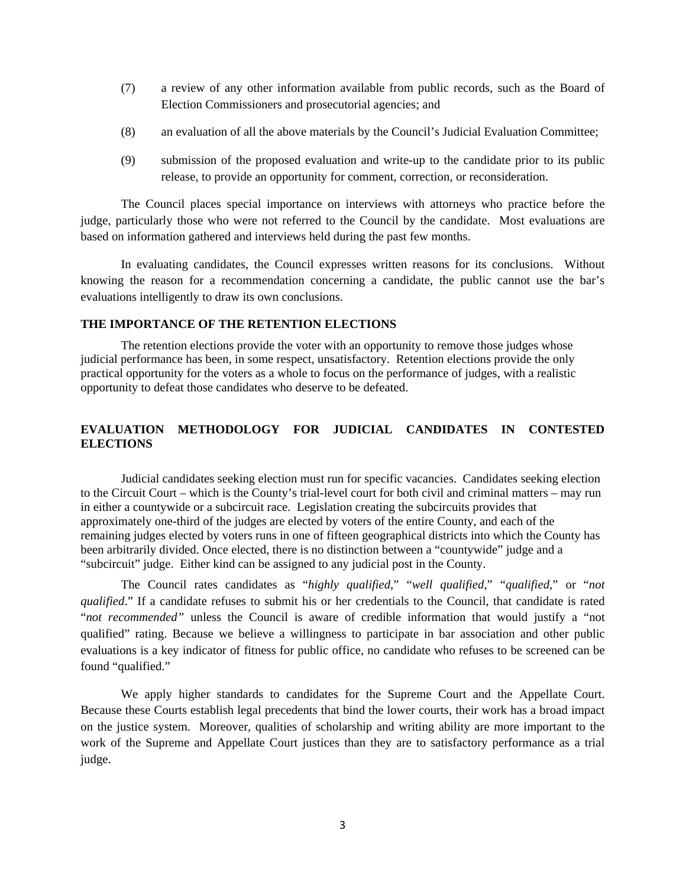(7) a review of any other information available from public records, such as the Board of Election Commissioners and prosecutorial agencies; and

(8) an evaluation of all the above materials by the Council's Judicial Evaluation Committee;

(9) submission of the proposed evaluation and write-up to the candidate prior to its public release, to provide an opportunity for comment, correction, or reconsideration.

The Council places special importance on interviews with attorneys who practice before the judge, particularly those who were not referred to the Council by the candidate. Most evaluations are based on information gathered and interviews held during the past few months.

In evaluating candidates, the Council expresses written reasons for its conclusions. Without knowing the reason for a recommendation concerning a candidate, the public cannot use the bar's evaluations intelligently to draw its own conclusions.

**THE IMPORTANCE OF THE RETENTION ELECTIONS**

The retention elections provide the voter with an opportunity to remove those judges whose judicial performance has been, in some respect, unsatisfactory. Retention elections provide the only practical opportunity for the voters as a whole to focus on the performance of judges, with a realistic opportunity to defeat those candidates who deserve to be defeated.

**EVALUATION METHODOLOGY FOR JUDICIAL CANDIDATES IN CONTESTED ELECTIONS**

Judicial candidates seeking election must run for specific vacancies. Candidates seeking election to the Circuit Court – which is the County's trial-level court for both civil and criminal matters – may run in either a countywide or a subcircuit race. Legislation creating the subcircuits provides that approximately one-third of the judges are elected by voters of the entire County, and each of the remaining judges elected by voters runs in one of fifteen geographical districts into which the County has been arbitrarily divided. Once elected, there is no distinction between a "countywide" judge and a "subcircuit" judge. Either kind can be assigned to any judicial post in the County.

The Council rates candidates as "*highly qualified*," "*well qualified*," "*qualified*," or "*not qualified*." If a candidate refuses to submit his or her credentials to the Council, that candidate is rated "*not recommended"* unless the Council is aware of credible information that would justify a "not qualified" rating. Because we believe a willingness to participate in bar association and other public evaluations is a key indicator of fitness for public office, no candidate who refuses to be screened can be found "qualified."

We apply higher standards to candidates for the Supreme Court and the Appellate Court. Because these Courts establish legal precedents that bind the lower courts, their work has a broad impact on the justice system. Moreover, qualities of scholarship and writing ability are more important to the work of the Supreme and Appellate Court justices than they are to satisfactory performance as a trial judge.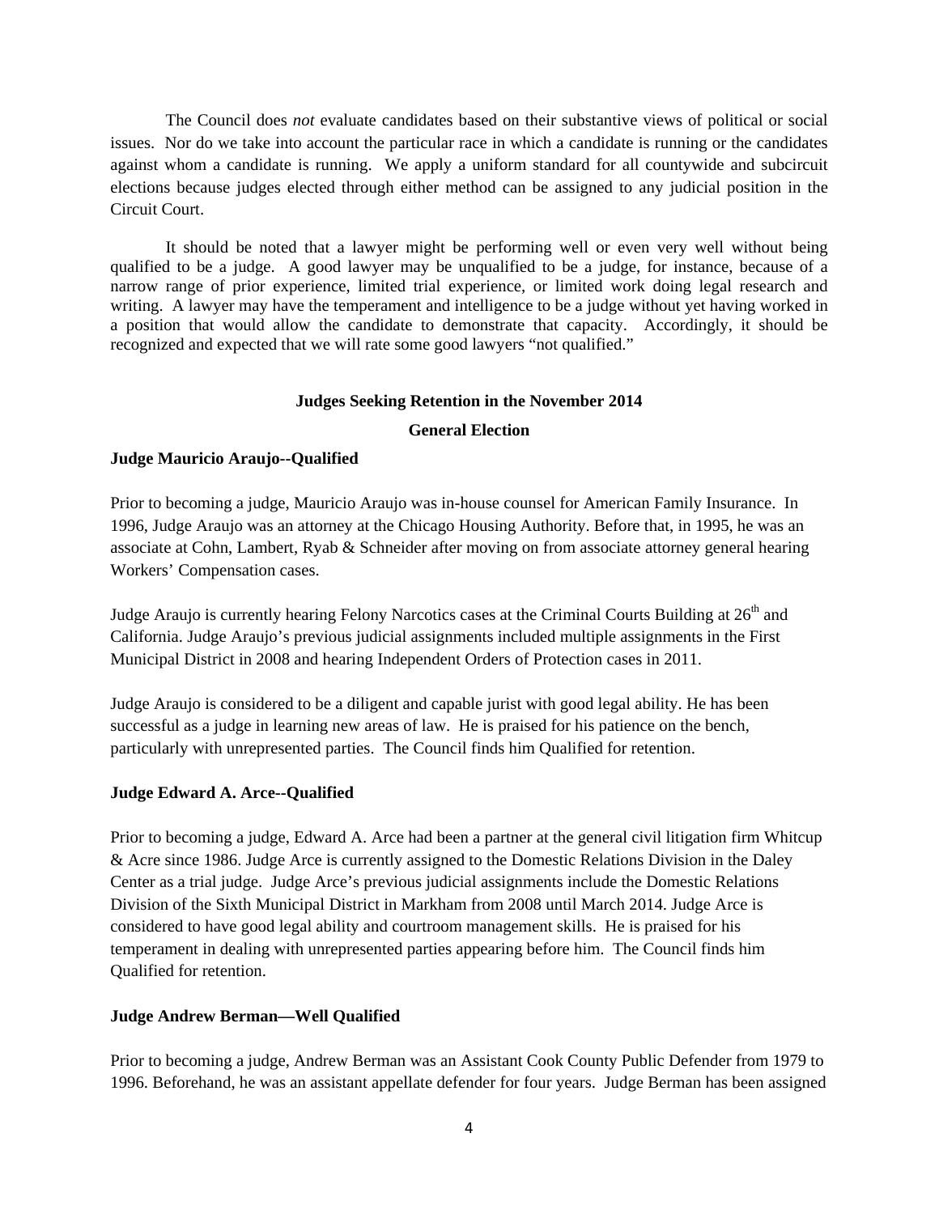The Council does *not* evaluate candidates based on their substantive views of political or social issues. Nor do we take into account the particular race in which a candidate is running or the candidates against whom a candidate is running. We apply a uniform standard for all countywide and subcircuit elections because judges elected through either method can be assigned to any judicial position in the Circuit Court.

It should be noted that a lawyer might be performing well or even very well without being qualified to be a judge. A good lawyer may be unqualified to be a judge, for instance, because of a narrow range of prior experience, limited trial experience, or limited work doing legal research and writing. A lawyer may have the temperament and intelligence to be a judge without yet having worked in a position that would allow the candidate to demonstrate that capacity. Accordingly, it should be recognized and expected that we will rate some good lawyers "not qualified."

## Judges Seeking Retention in the November 2014 General Election

**Judge Mauricio Araujo--Qualified**

Prior to becoming a judge, Mauricio Araujo was in-house counsel for American Family Insurance. In 1996, Judge Araujo was an attorney at the Chicago Housing Authority. Before that, in 1995, he was an associate at Cohn, Lambert, Ryab & Schneider after moving on from associate attorney general hearing Workers' Compensation cases.

Judge Araujo is currently hearing Felony Narcotics cases at the Criminal Courts Building at 26th and California. Judge Araujo's previous judicial assignments included multiple assignments in the First Municipal District in 2008 and hearing Independent Orders of Protection cases in 2011.

Judge Araujo is considered to be a diligent and capable jurist with good legal ability. He has been successful as a judge in learning new areas of law. He is praised for his patience on the bench, particularly with unrepresented parties. The Council finds him Qualified for retention.

**Judge Edward A. Arce--Qualified**

Prior to becoming a judge, Edward A. Arce had been a partner at the general civil litigation firm Whitcup & Acre since 1986. Judge Arce is currently assigned to the Domestic Relations Division in the Daley Center as a trial judge. Judge Arce's previous judicial assignments include the Domestic Relations Division of the Sixth Municipal District in Markham from 2008 until March 2014. Judge Arce is considered to have good legal ability and courtroom management skills. He is praised for his temperament in dealing with unrepresented parties appearing before him. The Council finds him Qualified for retention.

**Judge Andrew Berman—Well Qualified**

Prior to becoming a judge, Andrew Berman was an Assistant Cook County Public Defender from 1979 to 1996. Beforehand, he was an assistant appellate defender for four years. Judge Berman has been assigned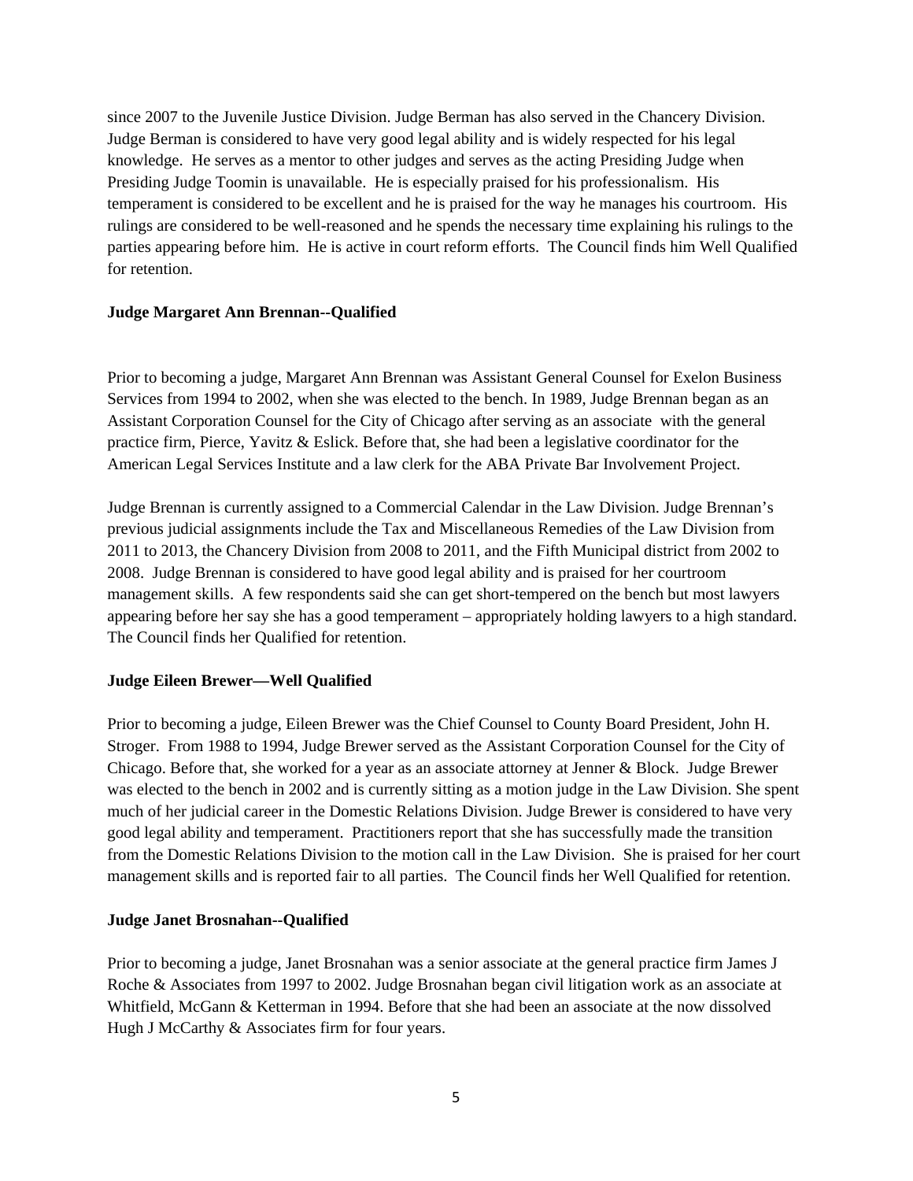since 2007 to the Juvenile Justice Division. Judge Berman has also served in the Chancery Division. Judge Berman is considered to have very good legal ability and is widely respected for his legal knowledge. He serves as a mentor to other judges and serves as the acting Presiding Judge when Presiding Judge Toomin is unavailable. He is especially praised for his professionalism. His temperament is considered to be excellent and he is praised for the way he manages his courtroom. His rulings are considered to be well-reasoned and he spends the necessary time explaining his rulings to the parties appearing before him. He is active in court reform efforts. The Council finds him Well Qualified for retention.

**Judge Margaret Ann Brennan--Qualified**

Prior to becoming a judge, Margaret Ann Brennan was Assistant General Counsel for Exelon Business Services from 1994 to 2002, when she was elected to the bench. In 1989, Judge Brennan began as an Assistant Corporation Counsel for the City of Chicago after serving as an associate with the general practice firm, Pierce, Yavitz & Eslick. Before that, she had been a legislative coordinator for the American Legal Services Institute and a law clerk for the ABA Private Bar Involvement Project.

Judge Brennan is currently assigned to a Commercial Calendar in the Law Division. Judge Brennan's previous judicial assignments include the Tax and Miscellaneous Remedies of the Law Division from 2011 to 2013, the Chancery Division from 2008 to 2011, and the Fifth Municipal district from 2002 to 2008. Judge Brennan is considered to have good legal ability and is praised for her courtroom management skills. A few respondents said she can get short-tempered on the bench but most lawyers appearing before her say she has a good temperament – appropriately holding lawyers to a high standard. The Council finds her Qualified for retention.

**Judge Eileen Brewer—Well Qualified**

Prior to becoming a judge, Eileen Brewer was the Chief Counsel to County Board President, John H. Stroger. From 1988 to 1994, Judge Brewer served as the Assistant Corporation Counsel for the City of Chicago. Before that, she worked for a year as an associate attorney at Jenner & Block. Judge Brewer was elected to the bench in 2002 and is currently sitting as a motion judge in the Law Division. She spent much of her judicial career in the Domestic Relations Division. Judge Brewer is considered to have very good legal ability and temperament. Practitioners report that she has successfully made the transition from the Domestic Relations Division to the motion call in the Law Division. She is praised for her court management skills and is reported fair to all parties. The Council finds her Well Qualified for retention.

**Judge Janet Brosnahan--Qualified**

Prior to becoming a judge, Janet Brosnahan was a senior associate at the general practice firm James J Roche & Associates from 1997 to 2002. Judge Brosnahan began civil litigation work as an associate at Whitfield, McGann & Ketterman in 1994. Before that she had been an associate at the now dissolved Hugh J McCarthy & Associates firm for four years.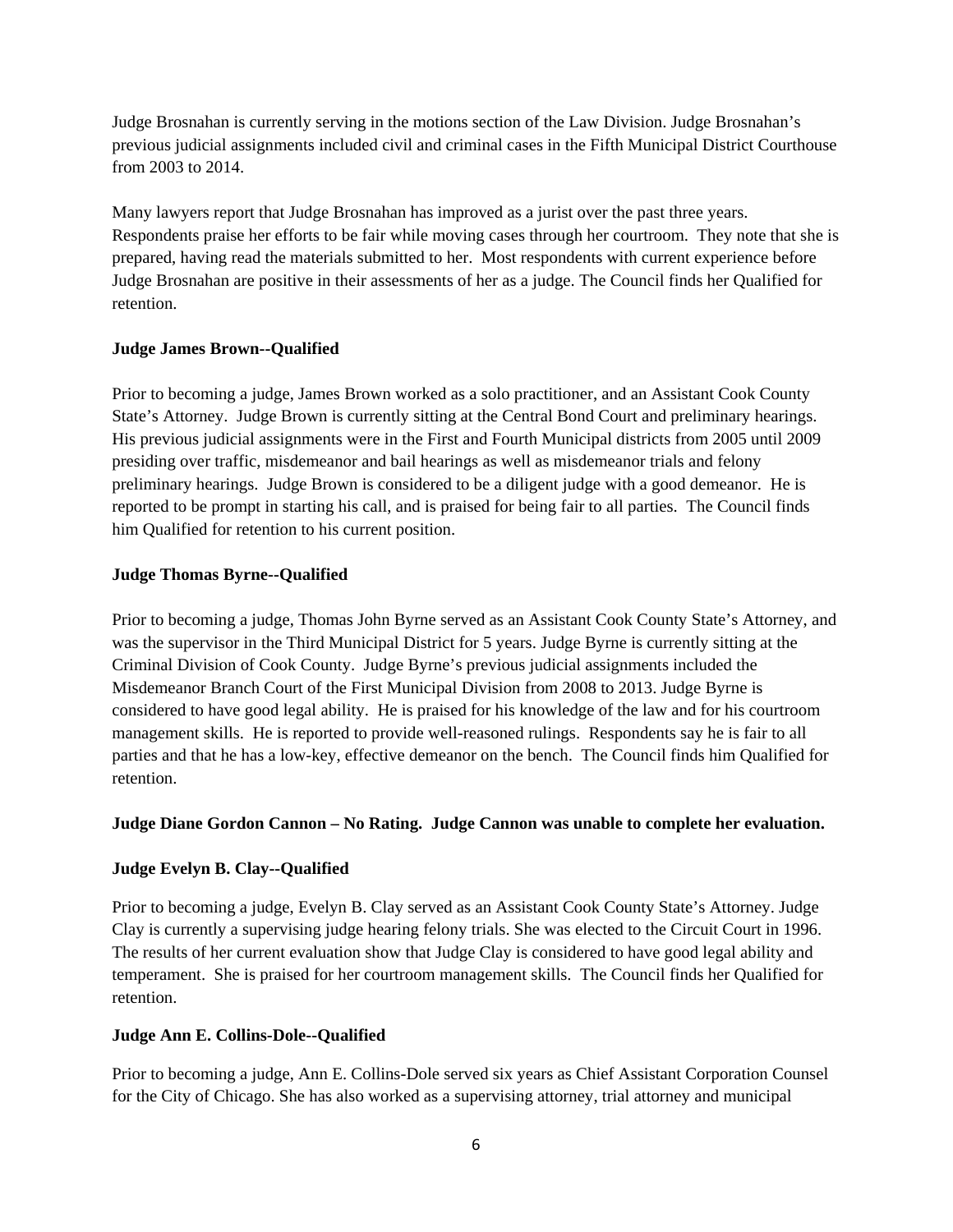Judge Brosnahan is currently serving in the motions section of the Law Division. Judge Brosnahan's previous judicial assignments included civil and criminal cases in the Fifth Municipal District Courthouse from 2003 to 2014.

Many lawyers report that Judge Brosnahan has improved as a jurist over the past three years. Respondents praise her efforts to be fair while moving cases through her courtroom. They note that she is prepared, having read the materials submitted to her. Most respondents with current experience before Judge Brosnahan are positive in their assessments of her as a judge. The Council finds her Qualified for retention.

**Judge James Brown--Qualified**

Prior to becoming a judge, James Brown worked as a solo practitioner, and an Assistant Cook County State's Attorney. Judge Brown is currently sitting at the Central Bond Court and preliminary hearings. His previous judicial assignments were in the First and Fourth Municipal districts from 2005 until 2009 presiding over traffic, misdemeanor and bail hearings as well as misdemeanor trials and felony preliminary hearings. Judge Brown is considered to be a diligent judge with a good demeanor. He is reported to be prompt in starting his call, and is praised for being fair to all parties. The Council finds him Qualified for retention to his current position.

**Judge Thomas Byrne--Qualified**

Prior to becoming a judge, Thomas John Byrne served as an Assistant Cook County State's Attorney, and was the supervisor in the Third Municipal District for 5 years. Judge Byrne is currently sitting at the Criminal Division of Cook County. Judge Byrne's previous judicial assignments included the Misdemeanor Branch Court of the First Municipal Division from 2008 to 2013. Judge Byrne is considered to have good legal ability. He is praised for his knowledge of the law and for his courtroom management skills. He is reported to provide well-reasoned rulings. Respondents say he is fair to all parties and that he has a low-key, effective demeanor on the bench. The Council finds him Qualified for retention.

**Judge Diane Gordon Cannon – No Rating. Judge Cannon was unable to complete her evaluation.**

**Judge Evelyn B. Clay--Qualified**

Prior to becoming a judge, Evelyn B. Clay served as an Assistant Cook County State's Attorney. Judge Clay is currently a supervising judge hearing felony trials. She was elected to the Circuit Court in 1996. The results of her current evaluation show that Judge Clay is considered to have good legal ability and temperament. She is praised for her courtroom management skills. The Council finds her Qualified for retention.

**Judge Ann E. Collins-Dole--Qualified**

Prior to becoming a judge, Ann E. Collins-Dole served six years as Chief Assistant Corporation Counsel for the City of Chicago. She has also worked as a supervising attorney, trial attorney and municipal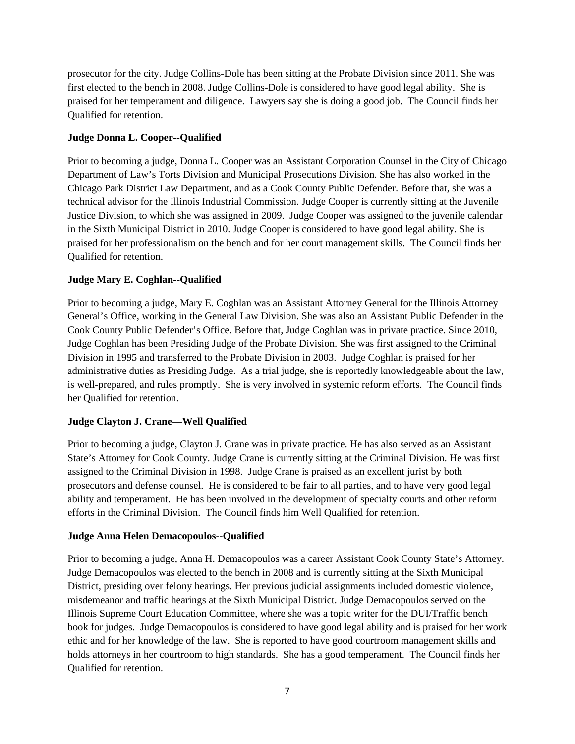prosecutor for the city. Judge Collins-Dole has been sitting at the Probate Division since 2011. She was first elected to the bench in 2008. Judge Collins-Dole is considered to have good legal ability. She is praised for her temperament and diligence. Lawyers say she is doing a good job. The Council finds her Qualified for retention.

**Judge Donna L. Cooper--Qualified**

Prior to becoming a judge, Donna L. Cooper was an Assistant Corporation Counsel in the City of Chicago Department of Law's Torts Division and Municipal Prosecutions Division. She has also worked in the Chicago Park District Law Department, and as a Cook County Public Defender. Before that, she was a technical advisor for the Illinois Industrial Commission. Judge Cooper is currently sitting at the Juvenile Justice Division, to which she was assigned in 2009. Judge Cooper was assigned to the juvenile calendar in the Sixth Municipal District in 2010. Judge Cooper is considered to have good legal ability. She is praised for her professionalism on the bench and for her court management skills. The Council finds her Qualified for retention.

**Judge Mary E. Coghlan--Qualified**

Prior to becoming a judge, Mary E. Coghlan was an Assistant Attorney General for the Illinois Attorney General's Office, working in the General Law Division. She was also an Assistant Public Defender in the Cook County Public Defender's Office. Before that, Judge Coghlan was in private practice. Since 2010, Judge Coghlan has been Presiding Judge of the Probate Division. She was first assigned to the Criminal Division in 1995 and transferred to the Probate Division in 2003. Judge Coghlan is praised for her administrative duties as Presiding Judge. As a trial judge, she is reportedly knowledgeable about the law, is well-prepared, and rules promptly. She is very involved in systemic reform efforts. The Council finds her Qualified for retention.

**Judge Clayton J. Crane—Well Qualified**

Prior to becoming a judge, Clayton J. Crane was in private practice. He has also served as an Assistant State's Attorney for Cook County. Judge Crane is currently sitting at the Criminal Division. He was first assigned to the Criminal Division in 1998. Judge Crane is praised as an excellent jurist by both prosecutors and defense counsel. He is considered to be fair to all parties, and to have very good legal ability and temperament. He has been involved in the development of specialty courts and other reform efforts in the Criminal Division. The Council finds him Well Qualified for retention.

**Judge Anna Helen Demacopoulos--Qualified**

Prior to becoming a judge, Anna H. Demacopoulos was a career Assistant Cook County State's Attorney. Judge Demacopoulos was elected to the bench in 2008 and is currently sitting at the Sixth Municipal District, presiding over felony hearings. Her previous judicial assignments included domestic violence, misdemeanor and traffic hearings at the Sixth Municipal District. Judge Demacopoulos served on the Illinois Supreme Court Education Committee, where she was a topic writer for the DUI/Traffic bench book for judges. Judge Demacopoulos is considered to have good legal ability and is praised for her work ethic and for her knowledge of the law. She is reported to have good courtroom management skills and holds attorneys in her courtroom to high standards. She has a good temperament. The Council finds her Qualified for retention.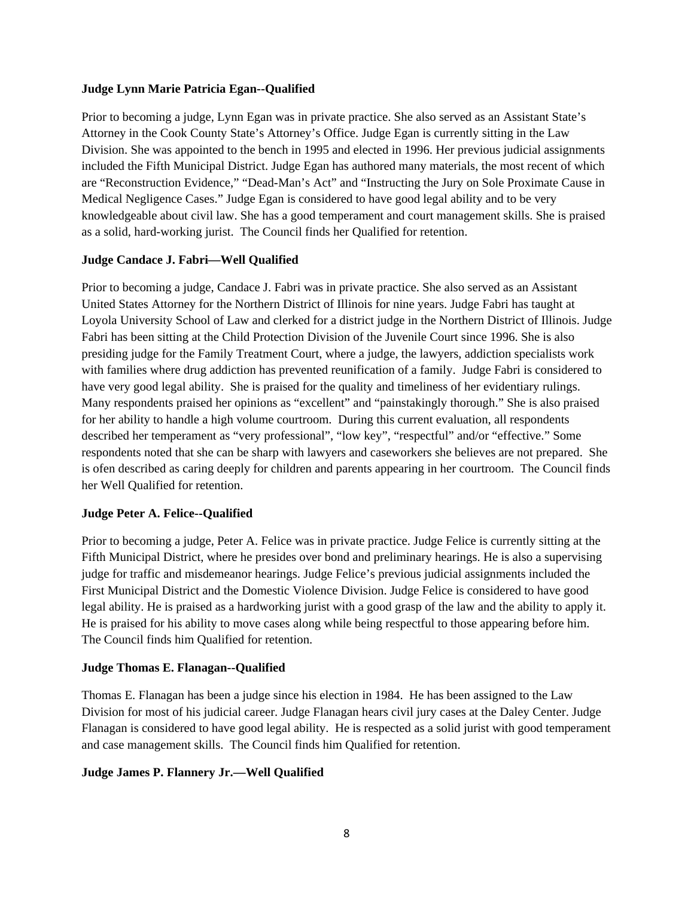**Judge Lynn Marie Patricia Egan--Qualified**

Prior to becoming a judge, Lynn Egan was in private practice. She also served as an Assistant State's Attorney in the Cook County State's Attorney's Office. Judge Egan is currently sitting in the Law Division. She was appointed to the bench in 1995 and elected in 1996. Her previous judicial assignments included the Fifth Municipal District. Judge Egan has authored many materials, the most recent of which are "Reconstruction Evidence," "Dead-Man's Act" and "Instructing the Jury on Sole Proximate Cause in Medical Negligence Cases." Judge Egan is considered to have good legal ability and to be very knowledgeable about civil law. She has a good temperament and court management skills. She is praised as a solid, hard-working jurist. The Council finds her Qualified for retention.

**Judge Candace J. Fabri—Well Qualified**

Prior to becoming a judge, Candace J. Fabri was in private practice. She also served as an Assistant United States Attorney for the Northern District of Illinois for nine years. Judge Fabri has taught at Loyola University School of Law and clerked for a district judge in the Northern District of Illinois. Judge Fabri has been sitting at the Child Protection Division of the Juvenile Court since 1996. She is also presiding judge for the Family Treatment Court, where a judge, the lawyers, addiction specialists work with families where drug addiction has prevented reunification of a family. Judge Fabri is considered to have very good legal ability. She is praised for the quality and timeliness of her evidentiary rulings. Many respondents praised her opinions as "excellent" and "painstakingly thorough." She is also praised for her ability to handle a high volume courtroom. During this current evaluation, all respondents described her temperament as "very professional", "low key", "respectful" and/or "effective." Some respondents noted that she can be sharp with lawyers and caseworkers she believes are not prepared. She is ofen described as caring deeply for children and parents appearing in her courtroom. The Council finds her Well Qualified for retention.

**Judge Peter A. Felice--Qualified**

Prior to becoming a judge, Peter A. Felice was in private practice. Judge Felice is currently sitting at the Fifth Municipal District, where he presides over bond and preliminary hearings. He is also a supervising judge for traffic and misdemeanor hearings. Judge Felice's previous judicial assignments included the First Municipal District and the Domestic Violence Division. Judge Felice is considered to have good legal ability. He is praised as a hardworking jurist with a good grasp of the law and the ability to apply it. He is praised for his ability to move cases along while being respectful to those appearing before him. The Council finds him Qualified for retention.

**Judge Thomas E. Flanagan--Qualified**

Thomas E. Flanagan has been a judge since his election in 1984. He has been assigned to the Law Division for most of his judicial career. Judge Flanagan hears civil jury cases at the Daley Center. Judge Flanagan is considered to have good legal ability. He is respected as a solid jurist with good temperament and case management skills. The Council finds him Qualified for retention.

**Judge James P. Flannery Jr.—Well Qualified**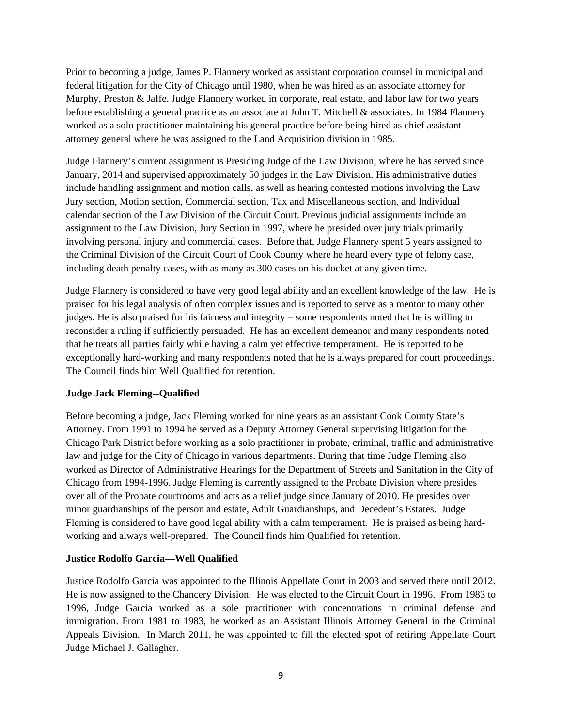Prior to becoming a judge, James P. Flannery worked as assistant corporation counsel in municipal and federal litigation for the City of Chicago until 1980, when he was hired as an associate attorney for Murphy, Preston & Jaffe. Judge Flannery worked in corporate, real estate, and labor law for two years before establishing a general practice as an associate at John T. Mitchell & associates. In 1984 Flannery worked as a solo practitioner maintaining his general practice before being hired as chief assistant attorney general where he was assigned to the Land Acquisition division in 1985.

Judge Flannery's current assignment is Presiding Judge of the Law Division, where he has served since January, 2014 and supervised approximately 50 judges in the Law Division. His administrative duties include handling assignment and motion calls, as well as hearing contested motions involving the Law Jury section, Motion section, Commercial section, Tax and Miscellaneous section, and Individual calendar section of the Law Division of the Circuit Court. Previous judicial assignments include an assignment to the Law Division, Jury Section in 1997, where he presided over jury trials primarily involving personal injury and commercial cases. Before that, Judge Flannery spent 5 years assigned to the Criminal Division of the Circuit Court of Cook County where he heard every type of felony case, including death penalty cases, with as many as 300 cases on his docket at any given time.

Judge Flannery is considered to have very good legal ability and an excellent knowledge of the law. He is praised for his legal analysis of often complex issues and is reported to serve as a mentor to many other judges. He is also praised for his fairness and integrity – some respondents noted that he is willing to reconsider a ruling if sufficiently persuaded. He has an excellent demeanor and many respondents noted that he treats all parties fairly while having a calm yet effective temperament. He is reported to be exceptionally hard-working and many respondents noted that he is always prepared for court proceedings. The Council finds him Well Qualified for retention.

**Judge Jack Fleming--Qualified**

Before becoming a judge, Jack Fleming worked for nine years as an assistant Cook County State's Attorney. From 1991 to 1994 he served as a Deputy Attorney General supervising litigation for the Chicago Park District before working as a solo practitioner in probate, criminal, traffic and administrative law and judge for the City of Chicago in various departments. During that time Judge Fleming also worked as Director of Administrative Hearings for the Department of Streets and Sanitation in the City of Chicago from 1994-1996. Judge Fleming is currently assigned to the Probate Division where presides over all of the Probate courtrooms and acts as a relief judge since January of 2010. He presides over minor guardianships of the person and estate, Adult Guardianships, and Decedent's Estates. Judge Fleming is considered to have good legal ability with a calm temperament. He is praised as being hard-working and always well-prepared. The Council finds him Qualified for retention.

**Justice Rodolfo Garcia—Well Qualified**

Justice Rodolfo Garcia was appointed to the Illinois Appellate Court in 2003 and served there until 2012. He is now assigned to the Chancery Division. He was elected to the Circuit Court in 1996. From 1983 to 1996, Judge Garcia worked as a sole practitioner with concentrations in criminal defense and immigration. From 1981 to 1983, he worked as an Assistant Illinois Attorney General in the Criminal Appeals Division. In March 2011, he was appointed to fill the elected spot of retiring Appellate Court Judge Michael J. Gallagher.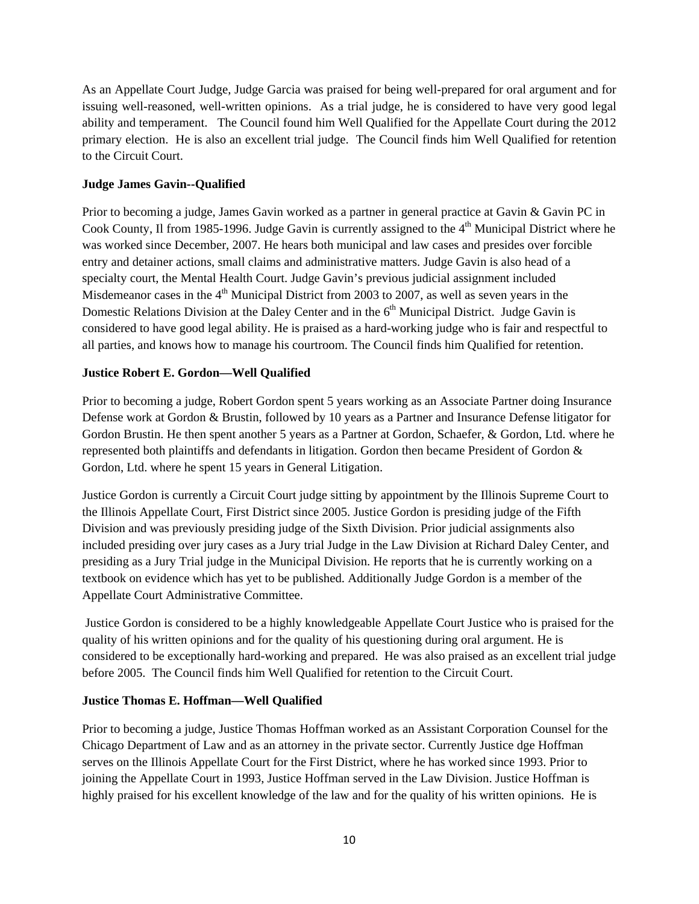As an Appellate Court Judge, Judge Garcia was praised for being well-prepared for oral argument and for issuing well-reasoned, well-written opinions. As a trial judge, he is considered to have very good legal ability and temperament. The Council found him Well Qualified for the Appellate Court during the 2012 primary election. He is also an excellent trial judge. The Council finds him Well Qualified for retention to the Circuit Court.

**Judge James Gavin--Qualified**

Prior to becoming a judge, James Gavin worked as a partner in general practice at Gavin & Gavin PC in Cook County, Il from 1985-1996. Judge Gavin is currently assigned to the 4th Municipal District where he was worked since December, 2007. He hears both municipal and law cases and presides over forcible entry and detainer actions, small claims and administrative matters. Judge Gavin is also head of a specialty court, the Mental Health Court. Judge Gavin's previous judicial assignment included Misdemeanor cases in the 4th Municipal District from 2003 to 2007, as well as seven years in the Domestic Relations Division at the Daley Center and in the 6th Municipal District. Judge Gavin is considered to have good legal ability. He is praised as a hard-working judge who is fair and respectful to all parties, and knows how to manage his courtroom. The Council finds him Qualified for retention.

**Justice Robert E. Gordon—Well Qualified**

Prior to becoming a judge, Robert Gordon spent 5 years working as an Associate Partner doing Insurance Defense work at Gordon & Brustin, followed by 10 years as a Partner and Insurance Defense litigator for Gordon Brustin. He then spent another 5 years as a Partner at Gordon, Schaefer, & Gordon, Ltd. where he represented both plaintiffs and defendants in litigation. Gordon then became President of Gordon & Gordon, Ltd. where he spent 15 years in General Litigation.

Justice Gordon is currently a Circuit Court judge sitting by appointment by the Illinois Supreme Court to the Illinois Appellate Court, First District since 2005. Justice Gordon is presiding judge of the Fifth Division and was previously presiding judge of the Sixth Division. Prior judicial assignments also included presiding over jury cases as a Jury trial Judge in the Law Division at Richard Daley Center, and presiding as a Jury Trial judge in the Municipal Division. He reports that he is currently working on a textbook on evidence which has yet to be published. Additionally Judge Gordon is a member of the Appellate Court Administrative Committee.

Justice Gordon is considered to be a highly knowledgeable Appellate Court Justice who is praised for the quality of his written opinions and for the quality of his questioning during oral argument. He is considered to be exceptionally hard-working and prepared. He was also praised as an excellent trial judge before 2005. The Council finds him Well Qualified for retention to the Circuit Court.

**Justice Thomas E. Hoffman—Well Qualified**

Prior to becoming a judge, Justice Thomas Hoffman worked as an Assistant Corporation Counsel for the Chicago Department of Law and as an attorney in the private sector. Currently Justice dge Hoffman serves on the Illinois Appellate Court for the First District, where he has worked since 1993. Prior to joining the Appellate Court in 1993, Justice Hoffman served in the Law Division. Justice Hoffman is highly praised for his excellent knowledge of the law and for the quality of his written opinions. He is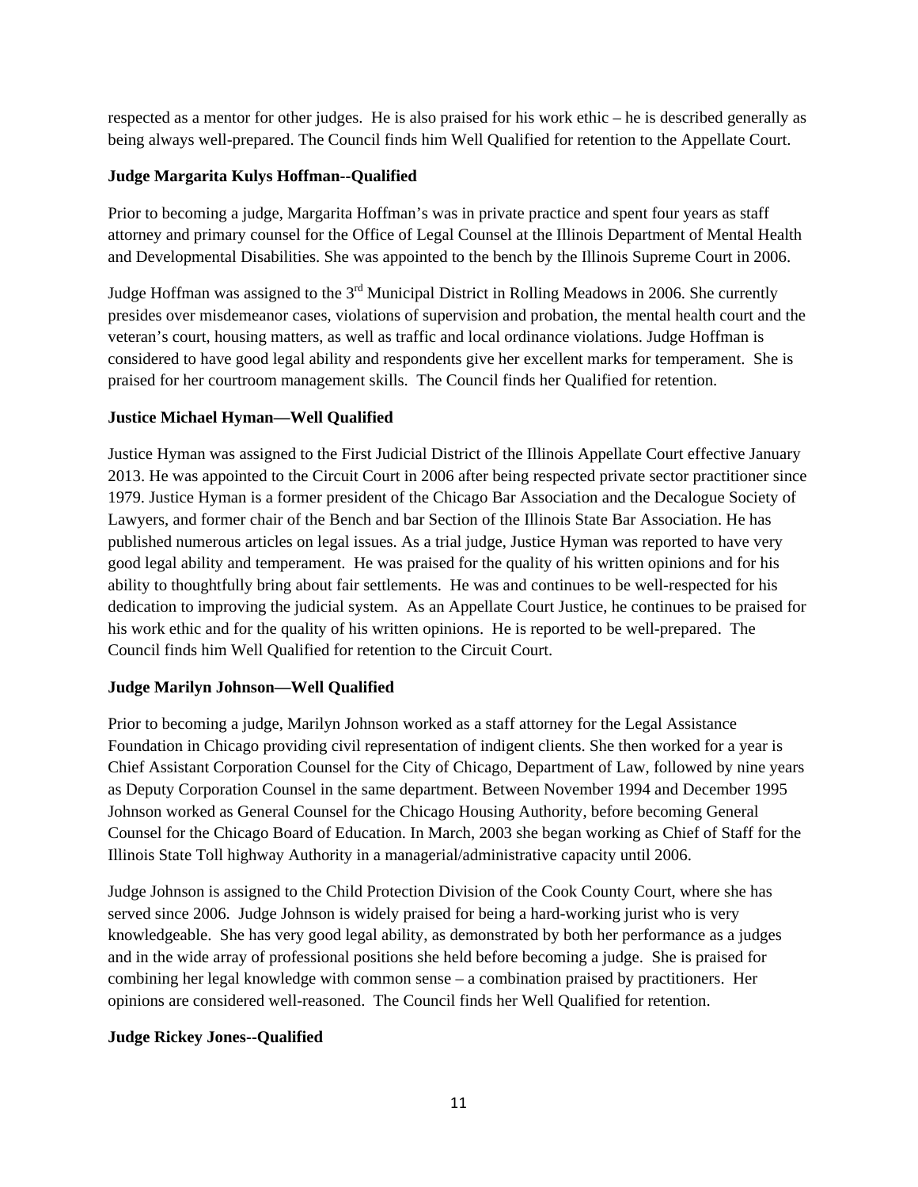respected as a mentor for other judges. He is also praised for his work ethic – he is described generally as being always well-prepared. The Council finds him Well Qualified for retention to the Appellate Court.

**Judge Margarita Kulys Hoffman--Qualified**

Prior to becoming a judge, Margarita Hoffman's was in private practice and spent four years as staff attorney and primary counsel for the Office of Legal Counsel at the Illinois Department of Mental Health and Developmental Disabilities. She was appointed to the bench by the Illinois Supreme Court in 2006.

Judge Hoffman was assigned to the 3rd Municipal District in Rolling Meadows in 2006. She currently presides over misdemeanor cases, violations of supervision and probation, the mental health court and the veteran's court, housing matters, as well as traffic and local ordinance violations. Judge Hoffman is considered to have good legal ability and respondents give her excellent marks for temperament. She is praised for her courtroom management skills. The Council finds her Qualified for retention.

**Justice Michael Hyman—Well Qualified**

Justice Hyman was assigned to the First Judicial District of the Illinois Appellate Court effective January 2013. He was appointed to the Circuit Court in 2006 after being respected private sector practitioner since 1979. Justice Hyman is a former president of the Chicago Bar Association and the Decalogue Society of Lawyers, and former chair of the Bench and bar Section of the Illinois State Bar Association. He has published numerous articles on legal issues. As a trial judge, Justice Hyman was reported to have very good legal ability and temperament. He was praised for the quality of his written opinions and for his ability to thoughtfully bring about fair settlements. He was and continues to be well-respected for his dedication to improving the judicial system. As an Appellate Court Justice, he continues to be praised for his work ethic and for the quality of his written opinions. He is reported to be well-prepared. The Council finds him Well Qualified for retention to the Circuit Court.

**Judge Marilyn Johnson—Well Qualified**

Prior to becoming a judge, Marilyn Johnson worked as a staff attorney for the Legal Assistance Foundation in Chicago providing civil representation of indigent clients. She then worked for a year is Chief Assistant Corporation Counsel for the City of Chicago, Department of Law, followed by nine years as Deputy Corporation Counsel in the same department. Between November 1994 and December 1995 Johnson worked as General Counsel for the Chicago Housing Authority, before becoming General Counsel for the Chicago Board of Education. In March, 2003 she began working as Chief of Staff for the Illinois State Toll highway Authority in a managerial/administrative capacity until 2006.

Judge Johnson is assigned to the Child Protection Division of the Cook County Court, where she has served since 2006. Judge Johnson is widely praised for being a hard-working jurist who is very knowledgeable. She has very good legal ability, as demonstrated by both her performance as a judges and in the wide array of professional positions she held before becoming a judge. She is praised for combining her legal knowledge with common sense – a combination praised by practitioners. Her opinions are considered well-reasoned. The Council finds her Well Qualified for retention.

**Judge Rickey Jones--Qualified**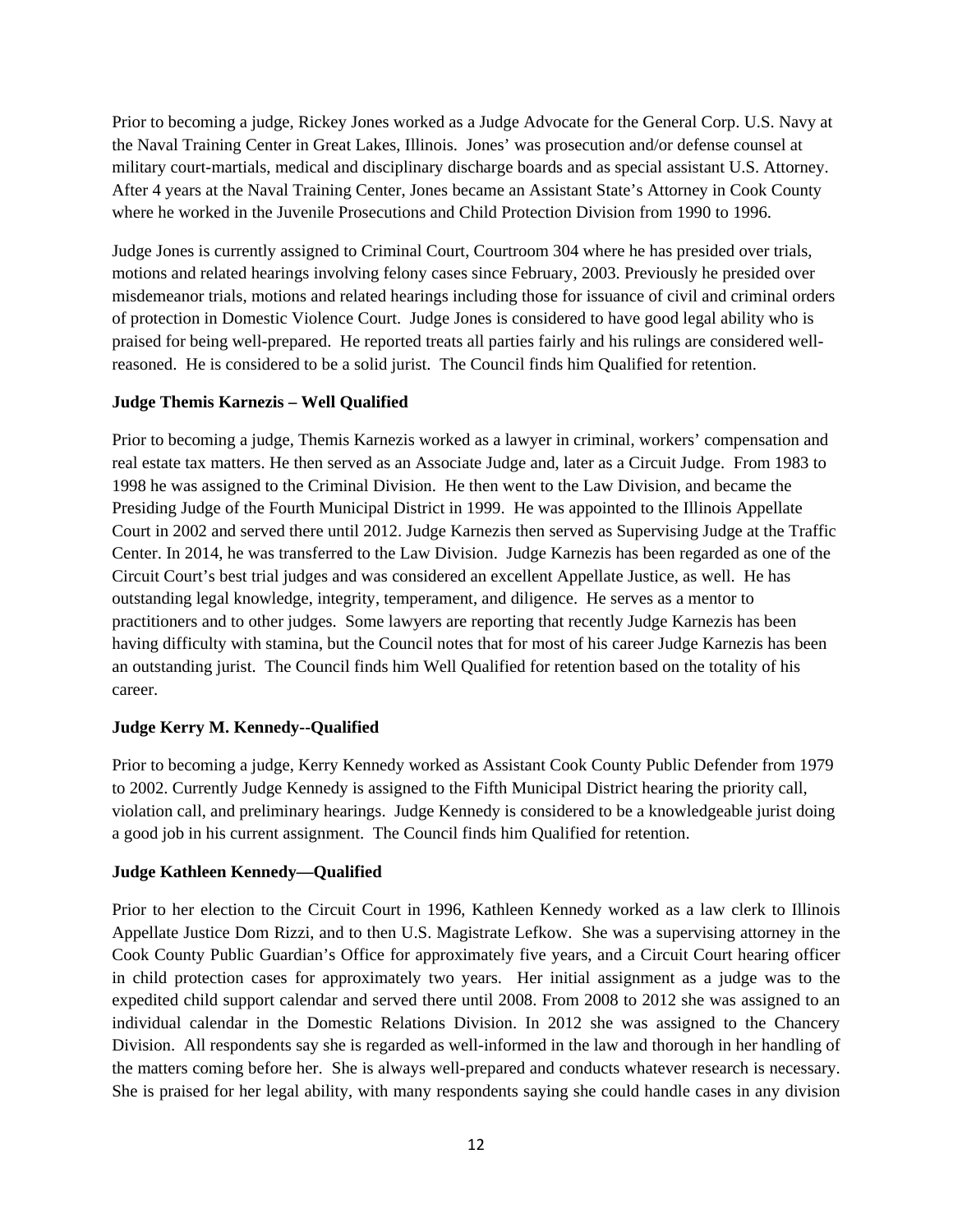Prior to becoming a judge, Rickey Jones worked as a Judge Advocate for the General Corp. U.S. Navy at the Naval Training Center in Great Lakes, Illinois. Jones' was prosecution and/or defense counsel at military court-martials, medical and disciplinary discharge boards and as special assistant U.S. Attorney. After 4 years at the Naval Training Center, Jones became an Assistant State's Attorney in Cook County where he worked in the Juvenile Prosecutions and Child Protection Division from 1990 to 1996.

Judge Jones is currently assigned to Criminal Court, Courtroom 304 where he has presided over trials, motions and related hearings involving felony cases since February, 2003. Previously he presided over misdemeanor trials, motions and related hearings including those for issuance of civil and criminal orders of protection in Domestic Violence Court. Judge Jones is considered to have good legal ability who is praised for being well-prepared. He reported treats all parties fairly and his rulings are considered well-reasoned. He is considered to be a solid jurist. The Council finds him Qualified for retention.

**Judge Themis Karnezis – Well Qualified**

Prior to becoming a judge, Themis Karnezis worked as a lawyer in criminal, workers' compensation and real estate tax matters. He then served as an Associate Judge and, later as a Circuit Judge. From 1983 to 1998 he was assigned to the Criminal Division. He then went to the Law Division, and became the Presiding Judge of the Fourth Municipal District in 1999. He was appointed to the Illinois Appellate Court in 2002 and served there until 2012. Judge Karnezis then served as Supervising Judge at the Traffic Center. In 2014, he was transferred to the Law Division. Judge Karnezis has been regarded as one of the Circuit Court's best trial judges and was considered an excellent Appellate Justice, as well. He has outstanding legal knowledge, integrity, temperament, and diligence. He serves as a mentor to practitioners and to other judges. Some lawyers are reporting that recently Judge Karnezis has been having difficulty with stamina, but the Council notes that for most of his career Judge Karnezis has been an outstanding jurist. The Council finds him Well Qualified for retention based on the totality of his career.

**Judge Kerry M. Kennedy--Qualified**

Prior to becoming a judge, Kerry Kennedy worked as Assistant Cook County Public Defender from 1979 to 2002. Currently Judge Kennedy is assigned to the Fifth Municipal District hearing the priority call, violation call, and preliminary hearings. Judge Kennedy is considered to be a knowledgeable jurist doing a good job in his current assignment. The Council finds him Qualified for retention.

**Judge Kathleen Kennedy—Qualified**

Prior to her election to the Circuit Court in 1996, Kathleen Kennedy worked as a law clerk to Illinois Appellate Justice Dom Rizzi, and to then U.S. Magistrate Lefkow. She was a supervising attorney in the Cook County Public Guardian's Office for approximately five years, and a Circuit Court hearing officer in child protection cases for approximately two years. Her initial assignment as a judge was to the expedited child support calendar and served there until 2008. From 2008 to 2012 she was assigned to an individual calendar in the Domestic Relations Division. In 2012 she was assigned to the Chancery Division. All respondents say she is regarded as well-informed in the law and thorough in her handling of the matters coming before her. She is always well-prepared and conducts whatever research is necessary. She is praised for her legal ability, with many respondents saying she could handle cases in any division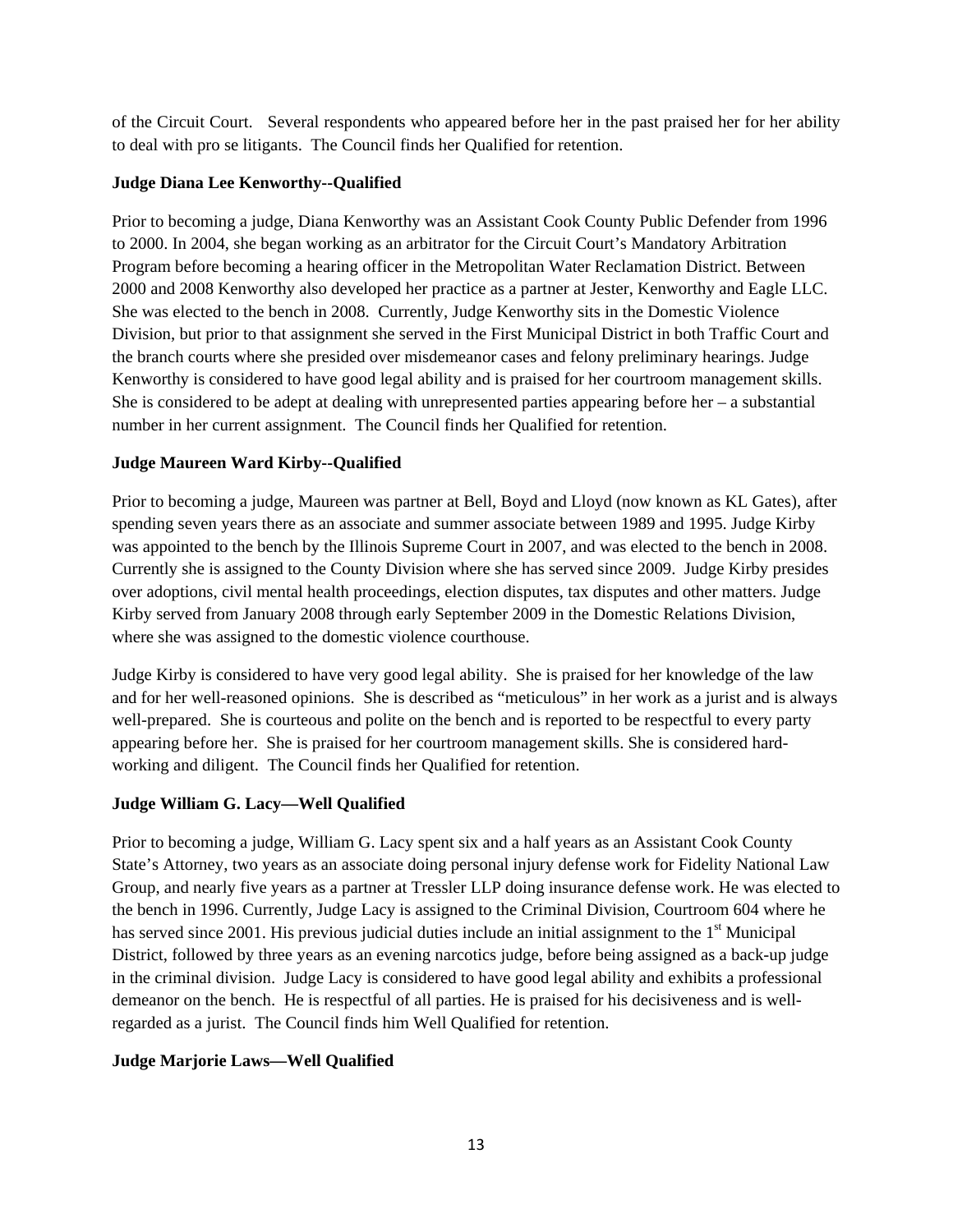of the Circuit Court. Several respondents who appeared before her in the past praised her for her ability to deal with pro se litigants. The Council finds her Qualified for retention.

**Judge Diana Lee Kenworthy--Qualified**

Prior to becoming a judge, Diana Kenworthy was an Assistant Cook County Public Defender from 1996 to 2000. In 2004, she began working as an arbitrator for the Circuit Court's Mandatory Arbitration Program before becoming a hearing officer in the Metropolitan Water Reclamation District. Between 2000 and 2008 Kenworthy also developed her practice as a partner at Jester, Kenworthy and Eagle LLC. She was elected to the bench in 2008. Currently, Judge Kenworthy sits in the Domestic Violence Division, but prior to that assignment she served in the First Municipal District in both Traffic Court and the branch courts where she presided over misdemeanor cases and felony preliminary hearings. Judge Kenworthy is considered to have good legal ability and is praised for her courtroom management skills. She is considered to be adept at dealing with unrepresented parties appearing before her – a substantial number in her current assignment. The Council finds her Qualified for retention.

**Judge Maureen Ward Kirby--Qualified**

Prior to becoming a judge, Maureen was partner at Bell, Boyd and Lloyd (now known as KL Gates), after spending seven years there as an associate and summer associate between 1989 and 1995. Judge Kirby was appointed to the bench by the Illinois Supreme Court in 2007, and was elected to the bench in 2008. Currently she is assigned to the County Division where she has served since 2009. Judge Kirby presides over adoptions, civil mental health proceedings, election disputes, tax disputes and other matters. Judge Kirby served from January 2008 through early September 2009 in the Domestic Relations Division, where she was assigned to the domestic violence courthouse.

Judge Kirby is considered to have very good legal ability. She is praised for her knowledge of the law and for her well-reasoned opinions. She is described as "meticulous" in her work as a jurist and is always well-prepared. She is courteous and polite on the bench and is reported to be respectful to every party appearing before her. She is praised for her courtroom management skills. She is considered hard-working and diligent. The Council finds her Qualified for retention.

**Judge William G. Lacy—Well Qualified**

Prior to becoming a judge, William G. Lacy spent six and a half years as an Assistant Cook County State's Attorney, two years as an associate doing personal injury defense work for Fidelity National Law Group, and nearly five years as a partner at Tressler LLP doing insurance defense work. He was elected to the bench in 1996. Currently, Judge Lacy is assigned to the Criminal Division, Courtroom 604 where he has served since 2001. His previous judicial duties include an initial assignment to the 1st Municipal District, followed by three years as an evening narcotics judge, before being assigned as a back-up judge in the criminal division. Judge Lacy is considered to have good legal ability and exhibits a professional demeanor on the bench. He is respectful of all parties. He is praised for his decisiveness and is well-regarded as a jurist. The Council finds him Well Qualified for retention.

**Judge Marjorie Laws—Well Qualified**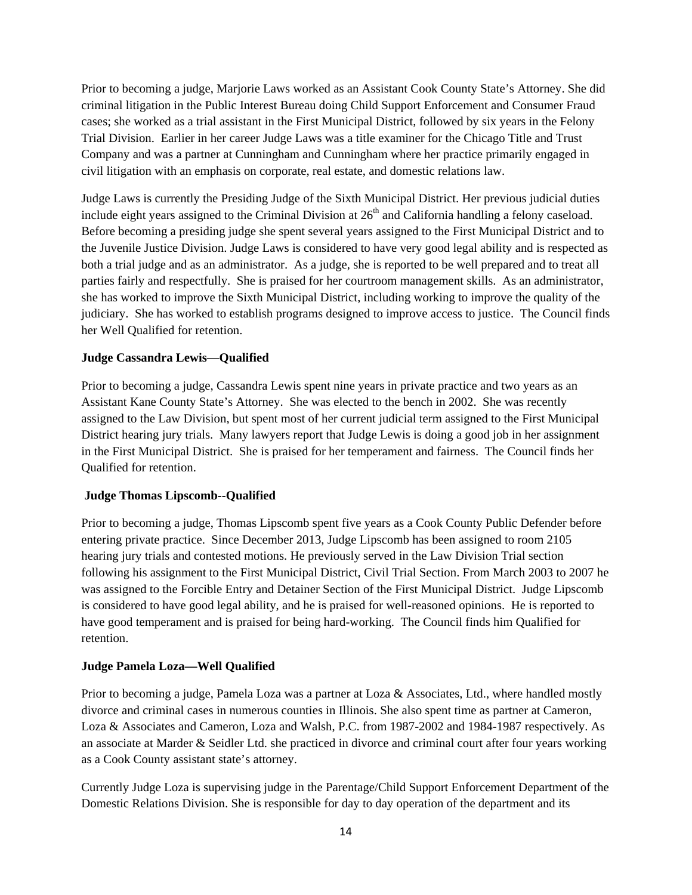Prior to becoming a judge, Marjorie Laws worked as an Assistant Cook County State's Attorney. She did criminal litigation in the Public Interest Bureau doing Child Support Enforcement and Consumer Fraud cases; she worked as a trial assistant in the First Municipal District, followed by six years in the Felony Trial Division. Earlier in her career Judge Laws was a title examiner for the Chicago Title and Trust Company and was a partner at Cunningham and Cunningham where her practice primarily engaged in civil litigation with an emphasis on corporate, real estate, and domestic relations law.

Judge Laws is currently the Presiding Judge of the Sixth Municipal District. Her previous judicial duties include eight years assigned to the Criminal Division at 26th and California handling a felony caseload. Before becoming a presiding judge she spent several years assigned to the First Municipal District and to the Juvenile Justice Division. Judge Laws is considered to have very good legal ability and is respected as both a trial judge and as an administrator. As a judge, she is reported to be well prepared and to treat all parties fairly and respectfully. She is praised for her courtroom management skills. As an administrator, she has worked to improve the Sixth Municipal District, including working to improve the quality of the judiciary. She has worked to establish programs designed to improve access to justice. The Council finds her Well Qualified for retention.

**Judge Cassandra Lewis—Qualified**

Prior to becoming a judge, Cassandra Lewis spent nine years in private practice and two years as an Assistant Kane County State's Attorney. She was elected to the bench in 2002. She was recently assigned to the Law Division, but spent most of her current judicial term assigned to the First Municipal District hearing jury trials. Many lawyers report that Judge Lewis is doing a good job in her assignment in the First Municipal District. She is praised for her temperament and fairness. The Council finds her Qualified for retention.

**Judge Thomas Lipscomb--Qualified**

Prior to becoming a judge, Thomas Lipscomb spent five years as a Cook County Public Defender before entering private practice. Since December 2013, Judge Lipscomb has been assigned to room 2105 hearing jury trials and contested motions. He previously served in the Law Division Trial section following his assignment to the First Municipal District, Civil Trial Section. From March 2003 to 2007 he was assigned to the Forcible Entry and Detainer Section of the First Municipal District. Judge Lipscomb is considered to have good legal ability, and he is praised for well-reasoned opinions. He is reported to have good temperament and is praised for being hard-working. The Council finds him Qualified for retention.

**Judge Pamela Loza—Well Qualified**

Prior to becoming a judge, Pamela Loza was a partner at Loza & Associates, Ltd., where handled mostly divorce and criminal cases in numerous counties in Illinois. She also spent time as partner at Cameron, Loza & Associates and Cameron, Loza and Walsh, P.C. from 1987-2002 and 1984-1987 respectively. As an associate at Marder & Seidler Ltd. she practiced in divorce and criminal court after four years working as a Cook County assistant state's attorney.

Currently Judge Loza is supervising judge in the Parentage/Child Support Enforcement Department of the Domestic Relations Division. She is responsible for day to day operation of the department and its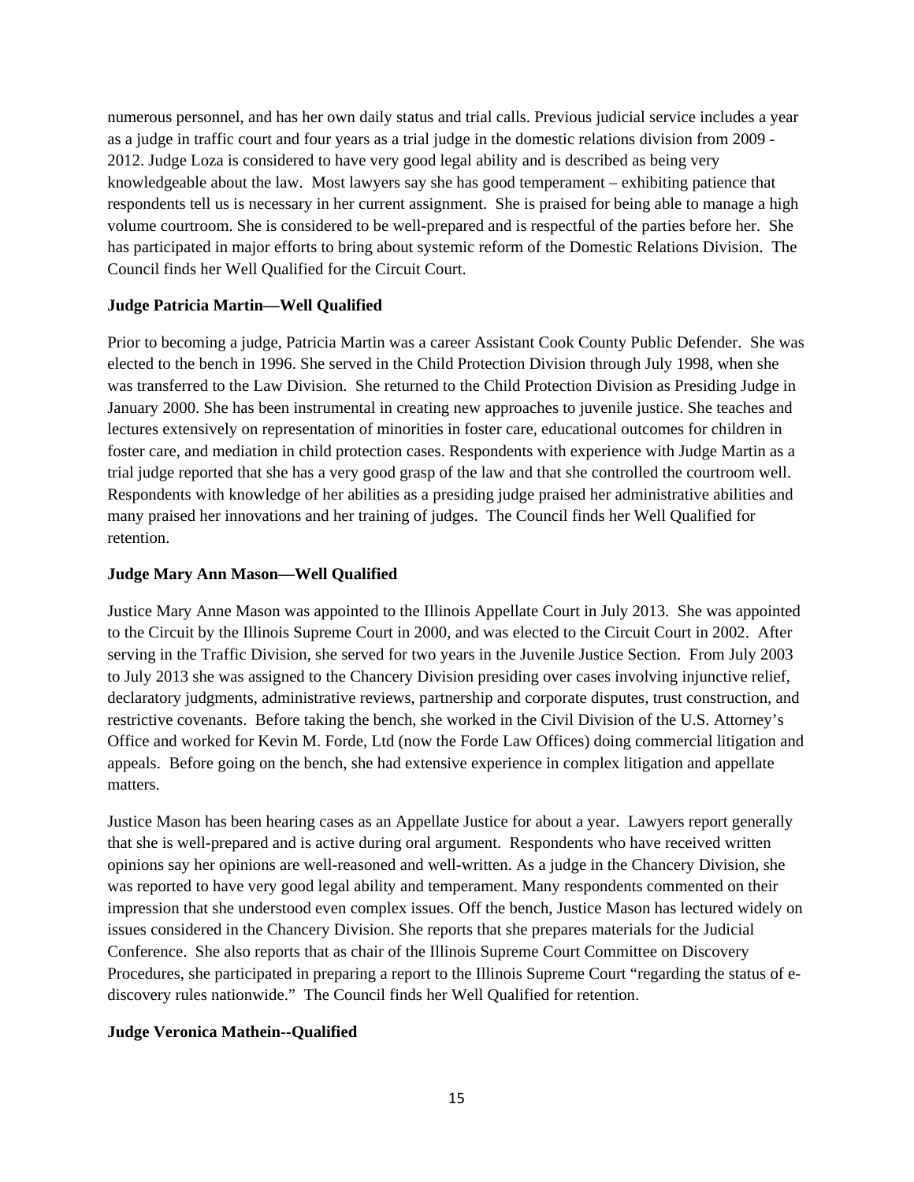numerous personnel, and has her own daily status and trial calls. Previous judicial service includes a year as a judge in traffic court and four years as a trial judge in the domestic relations division from 2009 - 2012. Judge Loza is considered to have very good legal ability and is described as being very knowledgeable about the law. Most lawyers say she has good temperament – exhibiting patience that respondents tell us is necessary in her current assignment. She is praised for being able to manage a high volume courtroom. She is considered to be well-prepared and is respectful of the parties before her. She has participated in major efforts to bring about systemic reform of the Domestic Relations Division. The Council finds her Well Qualified for the Circuit Court.

**Judge Patricia Martin—Well Qualified**

Prior to becoming a judge, Patricia Martin was a career Assistant Cook County Public Defender. She was elected to the bench in 1996. She served in the Child Protection Division through July 1998, when she was transferred to the Law Division. She returned to the Child Protection Division as Presiding Judge in January 2000. She has been instrumental in creating new approaches to juvenile justice. She teaches and lectures extensively on representation of minorities in foster care, educational outcomes for children in foster care, and mediation in child protection cases. Respondents with experience with Judge Martin as a trial judge reported that she has a very good grasp of the law and that she controlled the courtroom well. Respondents with knowledge of her abilities as a presiding judge praised her administrative abilities and many praised her innovations and her training of judges. The Council finds her Well Qualified for retention.

**Judge Mary Ann Mason—Well Qualified**

Justice Mary Anne Mason was appointed to the Illinois Appellate Court in July 2013. She was appointed to the Circuit by the Illinois Supreme Court in 2000, and was elected to the Circuit Court in 2002. After serving in the Traffic Division, she served for two years in the Juvenile Justice Section. From July 2003 to July 2013 she was assigned to the Chancery Division presiding over cases involving injunctive relief, declaratory judgments, administrative reviews, partnership and corporate disputes, trust construction, and restrictive covenants. Before taking the bench, she worked in the Civil Division of the U.S. Attorney's Office and worked for Kevin M. Forde, Ltd (now the Forde Law Offices) doing commercial litigation and appeals. Before going on the bench, she had extensive experience in complex litigation and appellate matters.

Justice Mason has been hearing cases as an Appellate Justice for about a year. Lawyers report generally that she is well-prepared and is active during oral argument. Respondents who have received written opinions say her opinions are well-reasoned and well-written. As a judge in the Chancery Division, she was reported to have very good legal ability and temperament. Many respondents commented on their impression that she understood even complex issues. Off the bench, Justice Mason has lectured widely on issues considered in the Chancery Division. She reports that she prepares materials for the Judicial Conference. She also reports that as chair of the Illinois Supreme Court Committee on Discovery Procedures, she participated in preparing a report to the Illinois Supreme Court "regarding the status of e-discovery rules nationwide." The Council finds her Well Qualified for retention.

**Judge Veronica Mathein--Qualified**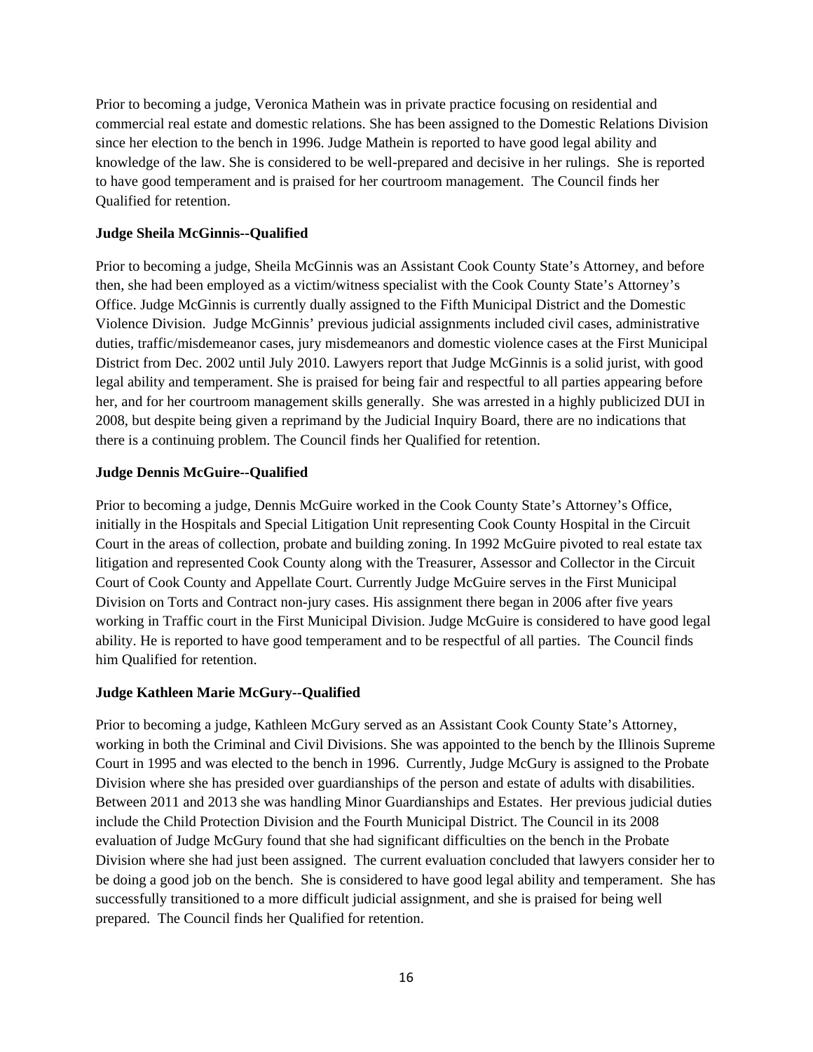Prior to becoming a judge, Veronica Mathein was in private practice focusing on residential and commercial real estate and domestic relations. She has been assigned to the Domestic Relations Division since her election to the bench in 1996. Judge Mathein is reported to have good legal ability and knowledge of the law. She is considered to be well-prepared and decisive in her rulings. She is reported to have good temperament and is praised for her courtroom management. The Council finds her Qualified for retention.

**Judge Sheila McGinnis--Qualified**

Prior to becoming a judge, Sheila McGinnis was an Assistant Cook County State's Attorney, and before then, she had been employed as a victim/witness specialist with the Cook County State's Attorney's Office. Judge McGinnis is currently dually assigned to the Fifth Municipal District and the Domestic Violence Division. Judge McGinnis' previous judicial assignments included civil cases, administrative duties, traffic/misdemeanor cases, jury misdemeanors and domestic violence cases at the First Municipal District from Dec. 2002 until July 2010. Lawyers report that Judge McGinnis is a solid jurist, with good legal ability and temperament. She is praised for being fair and respectful to all parties appearing before her, and for her courtroom management skills generally. She was arrested in a highly publicized DUI in 2008, but despite being given a reprimand by the Judicial Inquiry Board, there are no indications that there is a continuing problem. The Council finds her Qualified for retention.

**Judge Dennis McGuire--Qualified**

Prior to becoming a judge, Dennis McGuire worked in the Cook County State's Attorney's Office, initially in the Hospitals and Special Litigation Unit representing Cook County Hospital in the Circuit Court in the areas of collection, probate and building zoning. In 1992 McGuire pivoted to real estate tax litigation and represented Cook County along with the Treasurer, Assessor and Collector in the Circuit Court of Cook County and Appellate Court. Currently Judge McGuire serves in the First Municipal Division on Torts and Contract non-jury cases. His assignment there began in 2006 after five years working in Traffic court in the First Municipal Division. Judge McGuire is considered to have good legal ability. He is reported to have good temperament and to be respectful of all parties. The Council finds him Qualified for retention.

**Judge Kathleen Marie McGury--Qualified**

Prior to becoming a judge, Kathleen McGury served as an Assistant Cook County State's Attorney, working in both the Criminal and Civil Divisions. She was appointed to the bench by the Illinois Supreme Court in 1995 and was elected to the bench in 1996. Currently, Judge McGury is assigned to the Probate Division where she has presided over guardianships of the person and estate of adults with disabilities. Between 2011 and 2013 she was handling Minor Guardianships and Estates. Her previous judicial duties include the Child Protection Division and the Fourth Municipal District. The Council in its 2008 evaluation of Judge McGury found that she had significant difficulties on the bench in the Probate Division where she had just been assigned. The current evaluation concluded that lawyers consider her to be doing a good job on the bench. She is considered to have good legal ability and temperament. She has successfully transitioned to a more difficult judicial assignment, and she is praised for being well prepared. The Council finds her Qualified for retention.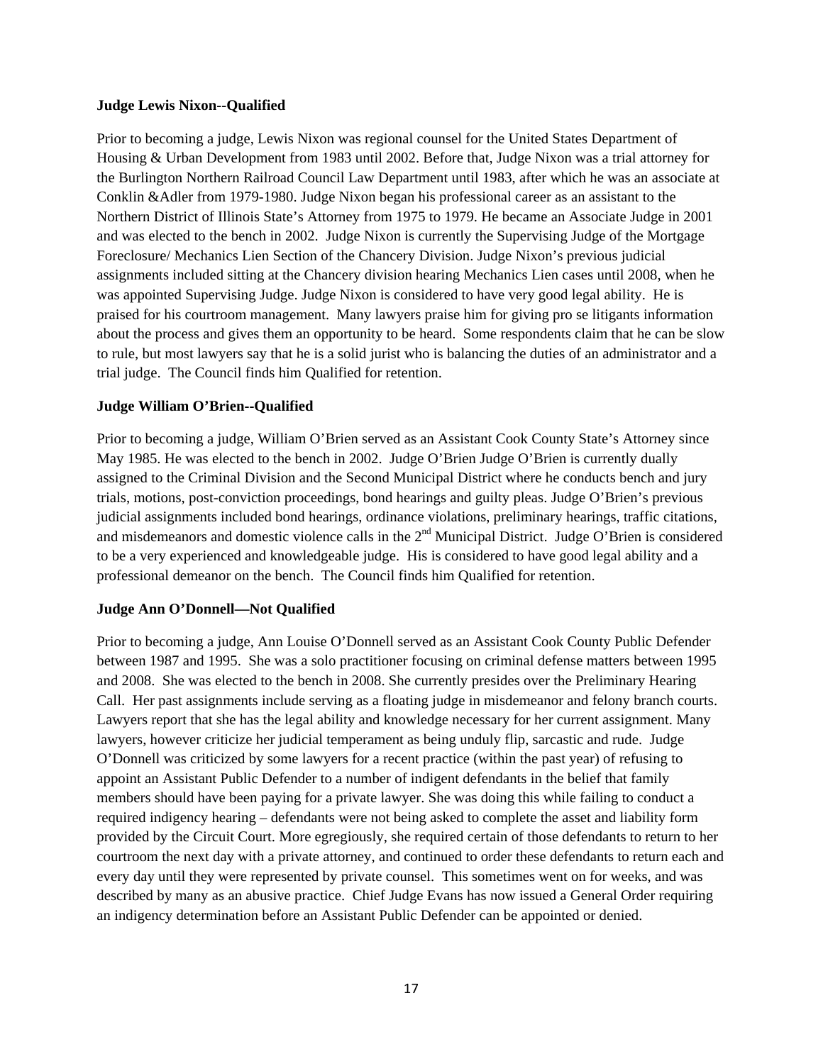**Judge Lewis Nixon--Qualified**

Prior to becoming a judge, Lewis Nixon was regional counsel for the United States Department of Housing & Urban Development from 1983 until 2002. Before that, Judge Nixon was a trial attorney for the Burlington Northern Railroad Council Law Department until 1983, after which he was an associate at Conklin &Adler from 1979-1980. Judge Nixon began his professional career as an assistant to the Northern District of Illinois State's Attorney from 1975 to 1979. He became an Associate Judge in 2001 and was elected to the bench in 2002. Judge Nixon is currently the Supervising Judge of the Mortgage Foreclosure/ Mechanics Lien Section of the Chancery Division. Judge Nixon's previous judicial assignments included sitting at the Chancery division hearing Mechanics Lien cases until 2008, when he was appointed Supervising Judge. Judge Nixon is considered to have very good legal ability. He is praised for his courtroom management. Many lawyers praise him for giving pro se litigants information about the process and gives them an opportunity to be heard. Some respondents claim that he can be slow to rule, but most lawyers say that he is a solid jurist who is balancing the duties of an administrator and a trial judge. The Council finds him Qualified for retention.

**Judge William O'Brien--Qualified**

Prior to becoming a judge, William O'Brien served as an Assistant Cook County State's Attorney since May 1985. He was elected to the bench in 2002. Judge O'Brien Judge O'Brien is currently dually assigned to the Criminal Division and the Second Municipal District where he conducts bench and jury trials, motions, post-conviction proceedings, bond hearings and guilty pleas. Judge O'Brien's previous judicial assignments included bond hearings, ordinance violations, preliminary hearings, traffic citations, and misdemeanors and domestic violence calls in the 2nd Municipal District. Judge O'Brien is considered to be a very experienced and knowledgeable judge. His is considered to have good legal ability and a professional demeanor on the bench. The Council finds him Qualified for retention.

**Judge Ann O'Donnell—Not Qualified**

Prior to becoming a judge, Ann Louise O'Donnell served as an Assistant Cook County Public Defender between 1987 and 1995. She was a solo practitioner focusing on criminal defense matters between 1995 and 2008. She was elected to the bench in 2008. She currently presides over the Preliminary Hearing Call. Her past assignments include serving as a floating judge in misdemeanor and felony branch courts. Lawyers report that she has the legal ability and knowledge necessary for her current assignment. Many lawyers, however criticize her judicial temperament as being unduly flip, sarcastic and rude. Judge O'Donnell was criticized by some lawyers for a recent practice (within the past year) of refusing to appoint an Assistant Public Defender to a number of indigent defendants in the belief that family members should have been paying for a private lawyer. She was doing this while failing to conduct a required indigency hearing – defendants were not being asked to complete the asset and liability form provided by the Circuit Court. More egregiously, she required certain of those defendants to return to her courtroom the next day with a private attorney, and continued to order these defendants to return each and every day until they were represented by private counsel. This sometimes went on for weeks, and was described by many as an abusive practice. Chief Judge Evans has now issued a General Order requiring an indigency determination before an Assistant Public Defender can be appointed or denied.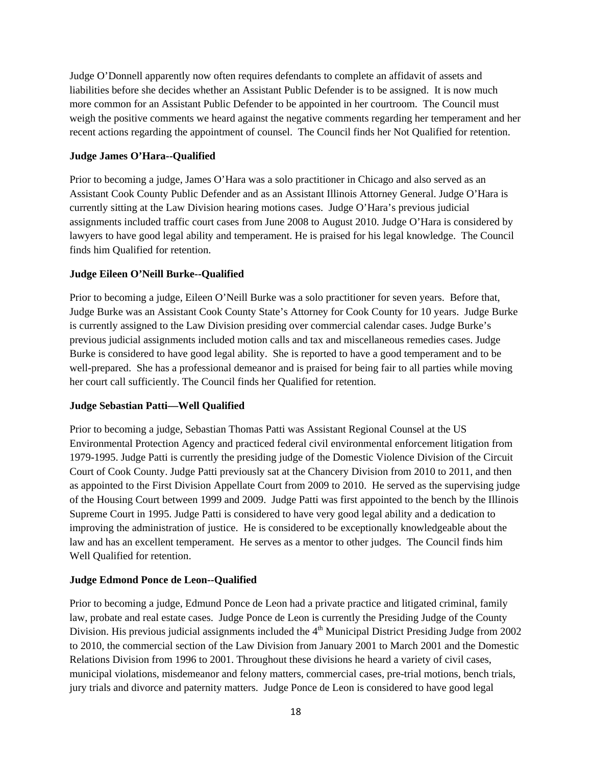Judge O'Donnell apparently now often requires defendants to complete an affidavit of assets and liabilities before she decides whether an Assistant Public Defender is to be assigned. It is now much more common for an Assistant Public Defender to be appointed in her courtroom. The Council must weigh the positive comments we heard against the negative comments regarding her temperament and her recent actions regarding the appointment of counsel. The Council finds her Not Qualified for retention.

**Judge James O'Hara--Qualified**

Prior to becoming a judge, James O'Hara was a solo practitioner in Chicago and also served as an Assistant Cook County Public Defender and as an Assistant Illinois Attorney General. Judge O'Hara is currently sitting at the Law Division hearing motions cases. Judge O'Hara's previous judicial assignments included traffic court cases from June 2008 to August 2010. Judge O'Hara is considered by lawyers to have good legal ability and temperament. He is praised for his legal knowledge. The Council finds him Qualified for retention.

**Judge Eileen O'Neill Burke--Qualified**

Prior to becoming a judge, Eileen O'Neill Burke was a solo practitioner for seven years. Before that, Judge Burke was an Assistant Cook County State's Attorney for Cook County for 10 years. Judge Burke is currently assigned to the Law Division presiding over commercial calendar cases. Judge Burke's previous judicial assignments included motion calls and tax and miscellaneous remedies cases. Judge Burke is considered to have good legal ability. She is reported to have a good temperament and to be well-prepared. She has a professional demeanor and is praised for being fair to all parties while moving her court call sufficiently. The Council finds her Qualified for retention.

**Judge Sebastian Patti—Well Qualified**

Prior to becoming a judge, Sebastian Thomas Patti was Assistant Regional Counsel at the US Environmental Protection Agency and practiced federal civil environmental enforcement litigation from 1979-1995. Judge Patti is currently the presiding judge of the Domestic Violence Division of the Circuit Court of Cook County. Judge Patti previously sat at the Chancery Division from 2010 to 2011, and then as appointed to the First Division Appellate Court from 2009 to 2010. He served as the supervising judge of the Housing Court between 1999 and 2009. Judge Patti was first appointed to the bench by the Illinois Supreme Court in 1995. Judge Patti is considered to have very good legal ability and a dedication to improving the administration of justice. He is considered to be exceptionally knowledgeable about the law and has an excellent temperament. He serves as a mentor to other judges. The Council finds him Well Qualified for retention.

**Judge Edmond Ponce de Leon--Qualified**

Prior to becoming a judge, Edmund Ponce de Leon had a private practice and litigated criminal, family law, probate and real estate cases. Judge Ponce de Leon is currently the Presiding Judge of the County Division. His previous judicial assignments included the 4th Municipal District Presiding Judge from 2002 to 2010, the commercial section of the Law Division from January 2001 to March 2001 and the Domestic Relations Division from 1996 to 2001. Throughout these divisions he heard a variety of civil cases, municipal violations, misdemeanor and felony matters, commercial cases, pre-trial motions, bench trials, jury trials and divorce and paternity matters. Judge Ponce de Leon is considered to have good legal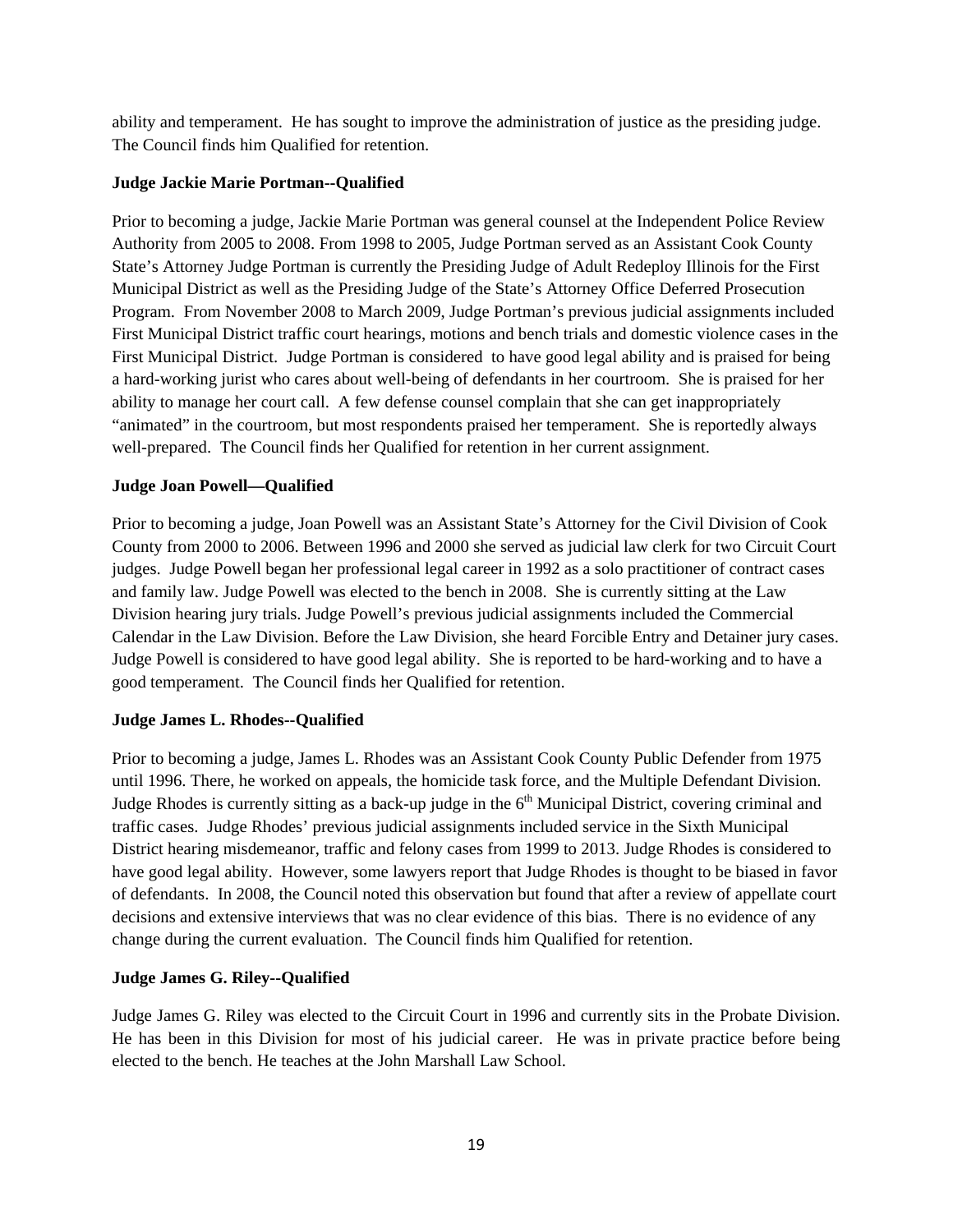ability and temperament. He has sought to improve the administration of justice as the presiding judge. The Council finds him Qualified for retention.

**Judge Jackie Marie Portman--Qualified**

Prior to becoming a judge, Jackie Marie Portman was general counsel at the Independent Police Review Authority from 2005 to 2008. From 1998 to 2005, Judge Portman served as an Assistant Cook County State's Attorney Judge Portman is currently the Presiding Judge of Adult Redeploy Illinois for the First Municipal District as well as the Presiding Judge of the State's Attorney Office Deferred Prosecution Program. From November 2008 to March 2009, Judge Portman's previous judicial assignments included First Municipal District traffic court hearings, motions and bench trials and domestic violence cases in the First Municipal District. Judge Portman is considered to have good legal ability and is praised for being a hard-working jurist who cares about well-being of defendants in her courtroom. She is praised for her ability to manage her court call. A few defense counsel complain that she can get inappropriately "animated" in the courtroom, but most respondents praised her temperament. She is reportedly always well-prepared. The Council finds her Qualified for retention in her current assignment.

**Judge Joan Powell—Qualified**

Prior to becoming a judge, Joan Powell was an Assistant State's Attorney for the Civil Division of Cook County from 2000 to 2006. Between 1996 and 2000 she served as judicial law clerk for two Circuit Court judges. Judge Powell began her professional legal career in 1992 as a solo practitioner of contract cases and family law. Judge Powell was elected to the bench in 2008. She is currently sitting at the Law Division hearing jury trials. Judge Powell's previous judicial assignments included the Commercial Calendar in the Law Division. Before the Law Division, she heard Forcible Entry and Detainer jury cases. Judge Powell is considered to have good legal ability. She is reported to be hard-working and to have a good temperament. The Council finds her Qualified for retention.

**Judge James L. Rhodes--Qualified**

Prior to becoming a judge, James L. Rhodes was an Assistant Cook County Public Defender from 1975 until 1996. There, he worked on appeals, the homicide task force, and the Multiple Defendant Division. Judge Rhodes is currently sitting as a back-up judge in the 6th Municipal District, covering criminal and traffic cases. Judge Rhodes' previous judicial assignments included service in the Sixth Municipal District hearing misdemeanor, traffic and felony cases from 1999 to 2013. Judge Rhodes is considered to have good legal ability. However, some lawyers report that Judge Rhodes is thought to be biased in favor of defendants. In 2008, the Council noted this observation but found that after a review of appellate court decisions and extensive interviews that was no clear evidence of this bias. There is no evidence of any change during the current evaluation. The Council finds him Qualified for retention.

**Judge James G. Riley--Qualified**

Judge James G. Riley was elected to the Circuit Court in 1996 and currently sits in the Probate Division. He has been in this Division for most of his judicial career. He was in private practice before being elected to the bench. He teaches at the John Marshall Law School.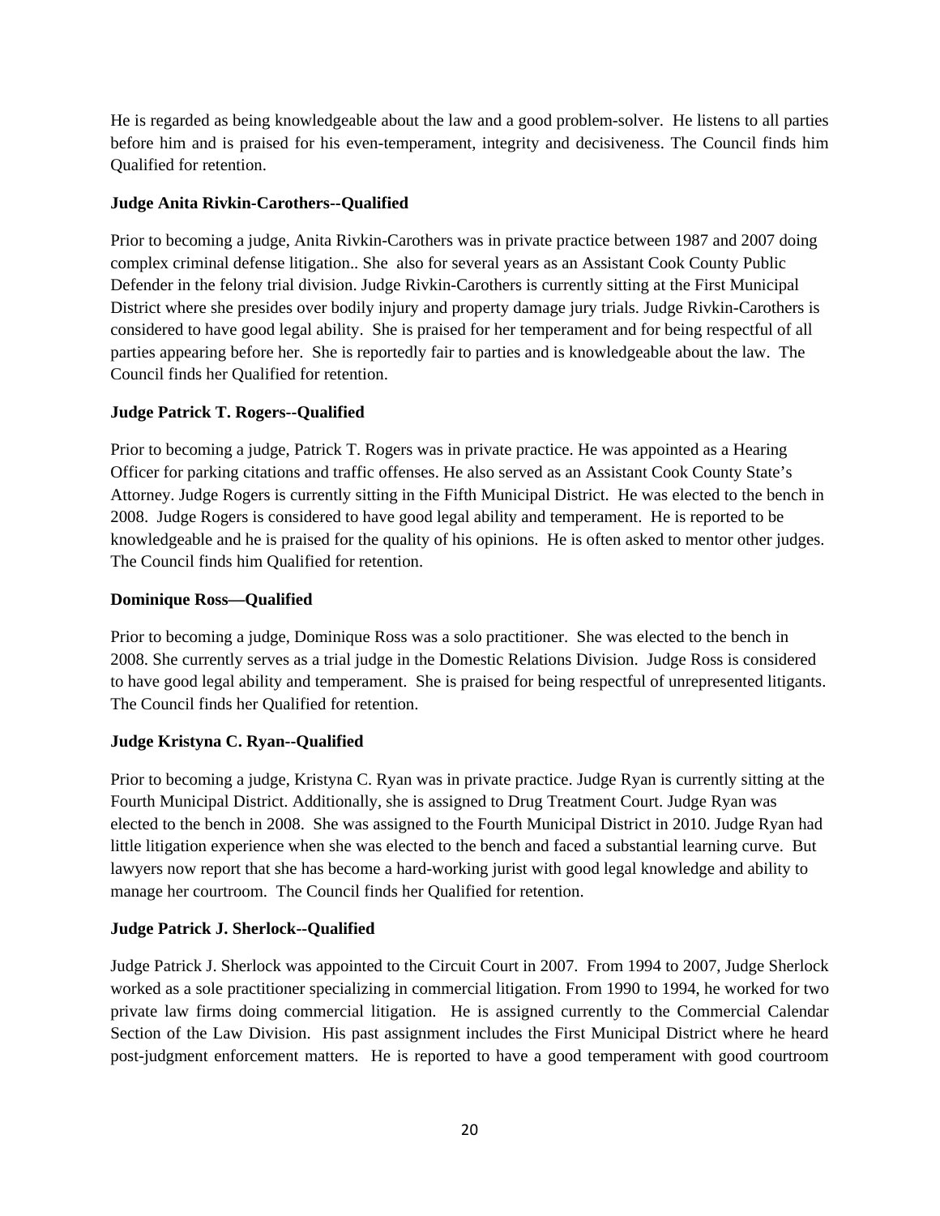He is regarded as being knowledgeable about the law and a good problem-solver. He listens to all parties before him and is praised for his even-temperament, integrity and decisiveness. The Council finds him Qualified for retention.

**Judge Anita Rivkin-Carothers--Qualified**

Prior to becoming a judge, Anita Rivkin-Carothers was in private practice between 1987 and 2007 doing complex criminal defense litigation.. She also for several years as an Assistant Cook County Public Defender in the felony trial division. Judge Rivkin-Carothers is currently sitting at the First Municipal District where she presides over bodily injury and property damage jury trials. Judge Rivkin-Carothers is considered to have good legal ability. She is praised for her temperament and for being respectful of all parties appearing before her. She is reportedly fair to parties and is knowledgeable about the law. The Council finds her Qualified for retention.

**Judge Patrick T. Rogers--Qualified**

Prior to becoming a judge, Patrick T. Rogers was in private practice. He was appointed as a Hearing Officer for parking citations and traffic offenses. He also served as an Assistant Cook County State's Attorney. Judge Rogers is currently sitting in the Fifth Municipal District. He was elected to the bench in 2008. Judge Rogers is considered to have good legal ability and temperament. He is reported to be knowledgeable and he is praised for the quality of his opinions. He is often asked to mentor other judges. The Council finds him Qualified for retention.

**Dominique Ross—Qualified**

Prior to becoming a judge, Dominique Ross was a solo practitioner. She was elected to the bench in 2008. She currently serves as a trial judge in the Domestic Relations Division. Judge Ross is considered to have good legal ability and temperament. She is praised for being respectful of unrepresented litigants. The Council finds her Qualified for retention.

**Judge Kristyna C. Ryan--Qualified**

Prior to becoming a judge, Kristyna C. Ryan was in private practice. Judge Ryan is currently sitting at the Fourth Municipal District. Additionally, she is assigned to Drug Treatment Court. Judge Ryan was elected to the bench in 2008. She was assigned to the Fourth Municipal District in 2010. Judge Ryan had little litigation experience when she was elected to the bench and faced a substantial learning curve. But lawyers now report that she has become a hard-working jurist with good legal knowledge and ability to manage her courtroom. The Council finds her Qualified for retention.

**Judge Patrick J. Sherlock--Qualified**

Judge Patrick J. Sherlock was appointed to the Circuit Court in 2007. From 1994 to 2007, Judge Sherlock worked as a sole practitioner specializing in commercial litigation. From 1990 to 1994, he worked for two private law firms doing commercial litigation. He is assigned currently to the Commercial Calendar Section of the Law Division. His past assignment includes the First Municipal District where he heard post-judgment enforcement matters. He is reported to have a good temperament with good courtroom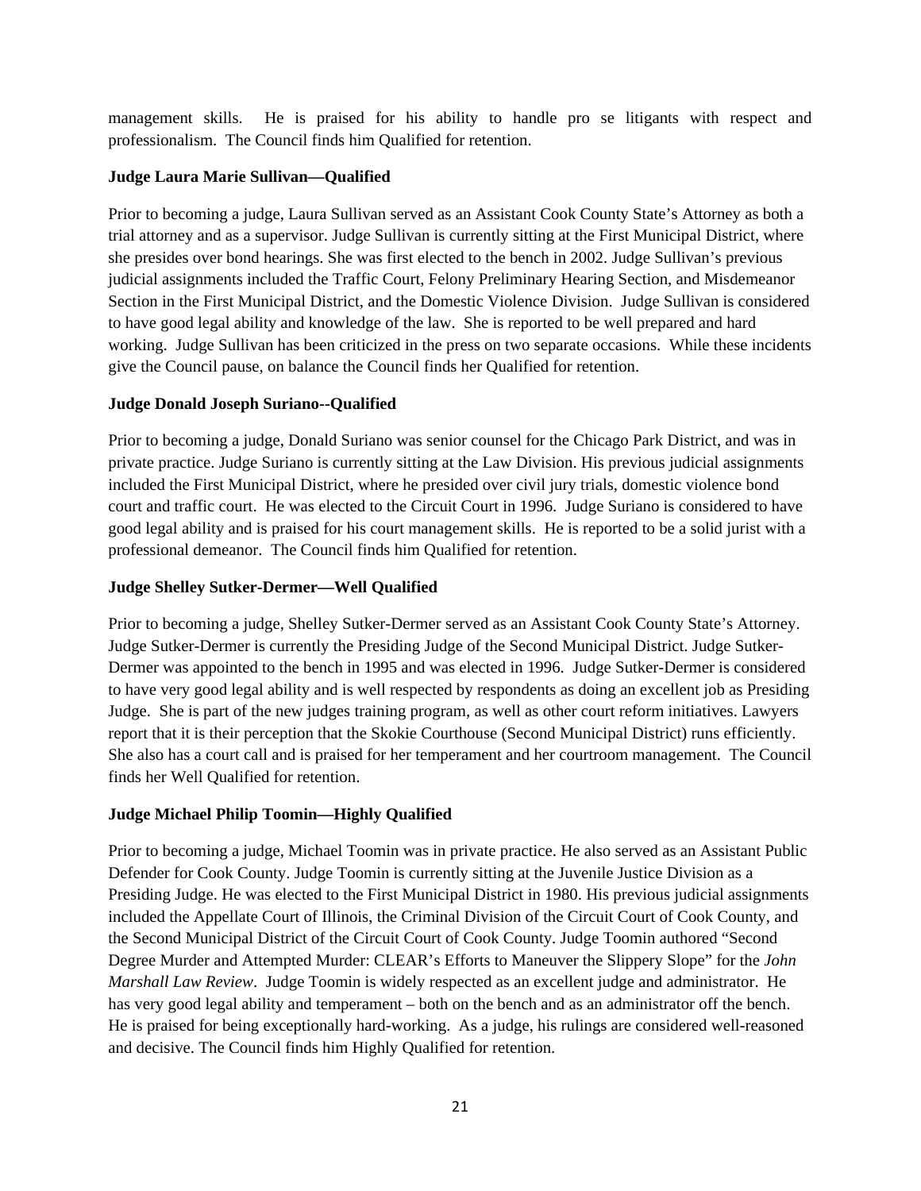management skills. He is praised for his ability to handle pro se litigants with respect and professionalism. The Council finds him Qualified for retention.

**Judge Laura Marie Sullivan—Qualified**

Prior to becoming a judge, Laura Sullivan served as an Assistant Cook County State's Attorney as both a trial attorney and as a supervisor. Judge Sullivan is currently sitting at the First Municipal District, where she presides over bond hearings. She was first elected to the bench in 2002. Judge Sullivan's previous judicial assignments included the Traffic Court, Felony Preliminary Hearing Section, and Misdemeanor Section in the First Municipal District, and the Domestic Violence Division. Judge Sullivan is considered to have good legal ability and knowledge of the law. She is reported to be well prepared and hard working. Judge Sullivan has been criticized in the press on two separate occasions. While these incidents give the Council pause, on balance the Council finds her Qualified for retention.

**Judge Donald Joseph Suriano--Qualified**

Prior to becoming a judge, Donald Suriano was senior counsel for the Chicago Park District, and was in private practice. Judge Suriano is currently sitting at the Law Division. His previous judicial assignments included the First Municipal District, where he presided over civil jury trials, domestic violence bond court and traffic court. He was elected to the Circuit Court in 1996. Judge Suriano is considered to have good legal ability and is praised for his court management skills. He is reported to be a solid jurist with a professional demeanor. The Council finds him Qualified for retention.

**Judge Shelley Sutker-Dermer—Well Qualified**

Prior to becoming a judge, Shelley Sutker-Dermer served as an Assistant Cook County State's Attorney. Judge Sutker-Dermer is currently the Presiding Judge of the Second Municipal District. Judge Sutker-Dermer was appointed to the bench in 1995 and was elected in 1996. Judge Sutker-Dermer is considered to have very good legal ability and is well respected by respondents as doing an excellent job as Presiding Judge. She is part of the new judges training program, as well as other court reform initiatives. Lawyers report that it is their perception that the Skokie Courthouse (Second Municipal District) runs efficiently. She also has a court call and is praised for her temperament and her courtroom management. The Council finds her Well Qualified for retention.

**Judge Michael Philip Toomin—Highly Qualified**

Prior to becoming a judge, Michael Toomin was in private practice. He also served as an Assistant Public Defender for Cook County. Judge Toomin is currently sitting at the Juvenile Justice Division as a Presiding Judge. He was elected to the First Municipal District in 1980. His previous judicial assignments included the Appellate Court of Illinois, the Criminal Division of the Circuit Court of Cook County, and the Second Municipal District of the Circuit Court of Cook County. Judge Toomin authored "Second Degree Murder and Attempted Murder: CLEAR's Efforts to Maneuver the Slippery Slope" for the *John Marshall Law Review*. Judge Toomin is widely respected as an excellent judge and administrator. He has very good legal ability and temperament – both on the bench and as an administrator off the bench. He is praised for being exceptionally hard-working. As a judge, his rulings are considered well-reasoned and decisive. The Council finds him Highly Qualified for retention.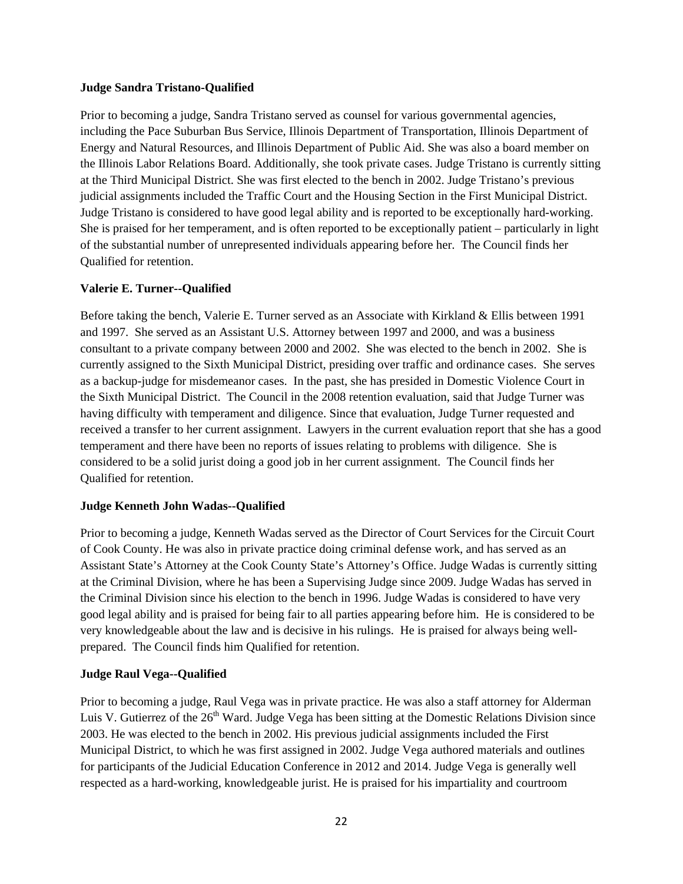**Judge Sandra Tristano-Qualified**

Prior to becoming a judge, Sandra Tristano served as counsel for various governmental agencies, including the Pace Suburban Bus Service, Illinois Department of Transportation, Illinois Department of Energy and Natural Resources, and Illinois Department of Public Aid. She was also a board member on the Illinois Labor Relations Board. Additionally, she took private cases. Judge Tristano is currently sitting at the Third Municipal District. She was first elected to the bench in 2002. Judge Tristano's previous judicial assignments included the Traffic Court and the Housing Section in the First Municipal District. Judge Tristano is considered to have good legal ability and is reported to be exceptionally hard-working. She is praised for her temperament, and is often reported to be exceptionally patient – particularly in light of the substantial number of unrepresented individuals appearing before her. The Council finds her Qualified for retention.

**Valerie E. Turner--Qualified**

Before taking the bench, Valerie E. Turner served as an Associate with Kirkland & Ellis between 1991 and 1997. She served as an Assistant U.S. Attorney between 1997 and 2000, and was a business consultant to a private company between 2000 and 2002. She was elected to the bench in 2002. She is currently assigned to the Sixth Municipal District, presiding over traffic and ordinance cases. She serves as a backup-judge for misdemeanor cases. In the past, she has presided in Domestic Violence Court in the Sixth Municipal District. The Council in the 2008 retention evaluation, said that Judge Turner was having difficulty with temperament and diligence. Since that evaluation, Judge Turner requested and received a transfer to her current assignment. Lawyers in the current evaluation report that she has a good temperament and there have been no reports of issues relating to problems with diligence. She is considered to be a solid jurist doing a good job in her current assignment. The Council finds her Qualified for retention.

**Judge Kenneth John Wadas--Qualified**

Prior to becoming a judge, Kenneth Wadas served as the Director of Court Services for the Circuit Court of Cook County. He was also in private practice doing criminal defense work, and has served as an Assistant State's Attorney at the Cook County State's Attorney's Office. Judge Wadas is currently sitting at the Criminal Division, where he has been a Supervising Judge since 2009. Judge Wadas has served in the Criminal Division since his election to the bench in 1996. Judge Wadas is considered to have very good legal ability and is praised for being fair to all parties appearing before him. He is considered to be very knowledgeable about the law and is decisive in his rulings. He is praised for always being well-prepared. The Council finds him Qualified for retention.

**Judge Raul Vega--Qualified**

Prior to becoming a judge, Raul Vega was in private practice. He was also a staff attorney for Alderman Luis V. Gutierrez of the 26th Ward. Judge Vega has been sitting at the Domestic Relations Division since 2003. He was elected to the bench in 2002. His previous judicial assignments included the First Municipal District, to which he was first assigned in 2002. Judge Vega authored materials and outlines for participants of the Judicial Education Conference in 2012 and 2014. Judge Vega is generally well respected as a hard-working, knowledgeable jurist. He is praised for his impartiality and courtroom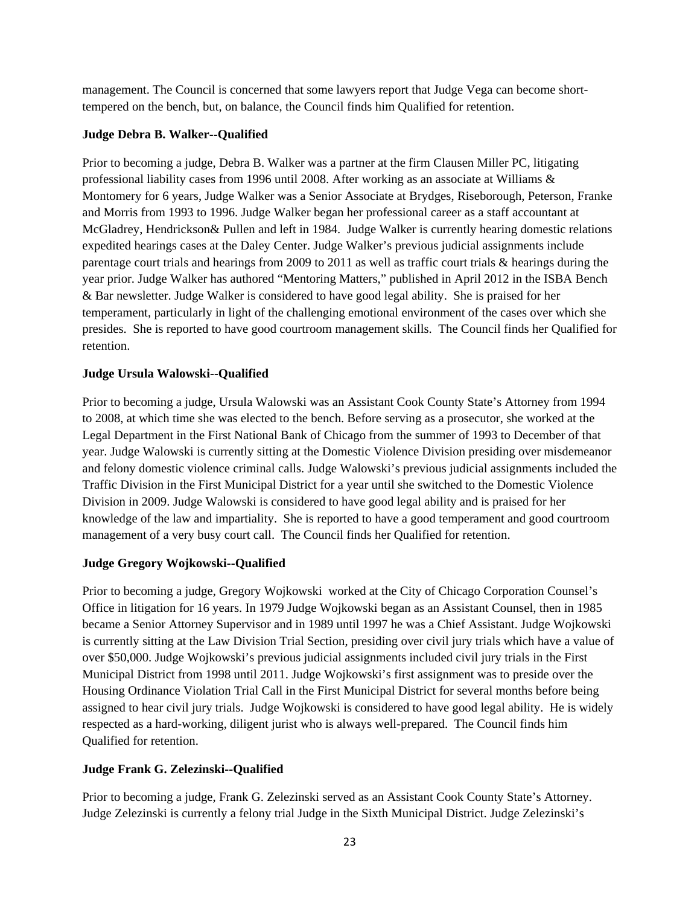management. The Council is concerned that some lawyers report that Judge Vega can become short-tempered on the bench, but, on balance, the Council finds him Qualified for retention.

**Judge Debra B. Walker--Qualified**

Prior to becoming a judge, Debra B. Walker was a partner at the firm Clausen Miller PC, litigating professional liability cases from 1996 until 2008. After working as an associate at Williams & Montomery for 6 years, Judge Walker was a Senior Associate at Brydges, Riseborough, Peterson, Franke and Morris from 1993 to 1996. Judge Walker began her professional career as a staff accountant at McGladrey, Hendrickson& Pullen and left in 1984. Judge Walker is currently hearing domestic relations expedited hearings cases at the Daley Center. Judge Walker's previous judicial assignments include parentage court trials and hearings from 2009 to 2011 as well as traffic court trials & hearings during the year prior. Judge Walker has authored "Mentoring Matters," published in April 2012 in the ISBA Bench & Bar newsletter. Judge Walker is considered to have good legal ability. She is praised for her temperament, particularly in light of the challenging emotional environment of the cases over which she presides. She is reported to have good courtroom management skills. The Council finds her Qualified for retention.

**Judge Ursula Walowski--Qualified**

Prior to becoming a judge, Ursula Walowski was an Assistant Cook County State's Attorney from 1994 to 2008, at which time she was elected to the bench. Before serving as a prosecutor, she worked at the Legal Department in the First National Bank of Chicago from the summer of 1993 to December of that year. Judge Walowski is currently sitting at the Domestic Violence Division presiding over misdemeanor and felony domestic violence criminal calls. Judge Walowski's previous judicial assignments included the Traffic Division in the First Municipal District for a year until she switched to the Domestic Violence Division in 2009. Judge Walowski is considered to have good legal ability and is praised for her knowledge of the law and impartiality. She is reported to have a good temperament and good courtroom management of a very busy court call. The Council finds her Qualified for retention.

**Judge Gregory Wojkowski--Qualified**

Prior to becoming a judge, Gregory Wojkowski worked at the City of Chicago Corporation Counsel's Office in litigation for 16 years. In 1979 Judge Wojkowski began as an Assistant Counsel, then in 1985 became a Senior Attorney Supervisor and in 1989 until 1997 he was a Chief Assistant. Judge Wojkowski is currently sitting at the Law Division Trial Section, presiding over civil jury trials which have a value of over $50,000. Judge Wojkowski's previous judicial assignments included civil jury trials in the First Municipal District from 1998 until 2011. Judge Wojkowski's first assignment was to preside over the Housing Ordinance Violation Trial Call in the First Municipal District for several months before being assigned to hear civil jury trials. Judge Wojkowski is considered to have good legal ability. He is widely respected as a hard-working, diligent jurist who is always well-prepared. The Council finds him Qualified for retention.

**Judge Frank G. Zelezinski--Qualified**

Prior to becoming a judge, Frank G. Zelezinski served as an Assistant Cook County State's Attorney. Judge Zelezinski is currently a felony trial Judge in the Sixth Municipal District. Judge Zelezinski's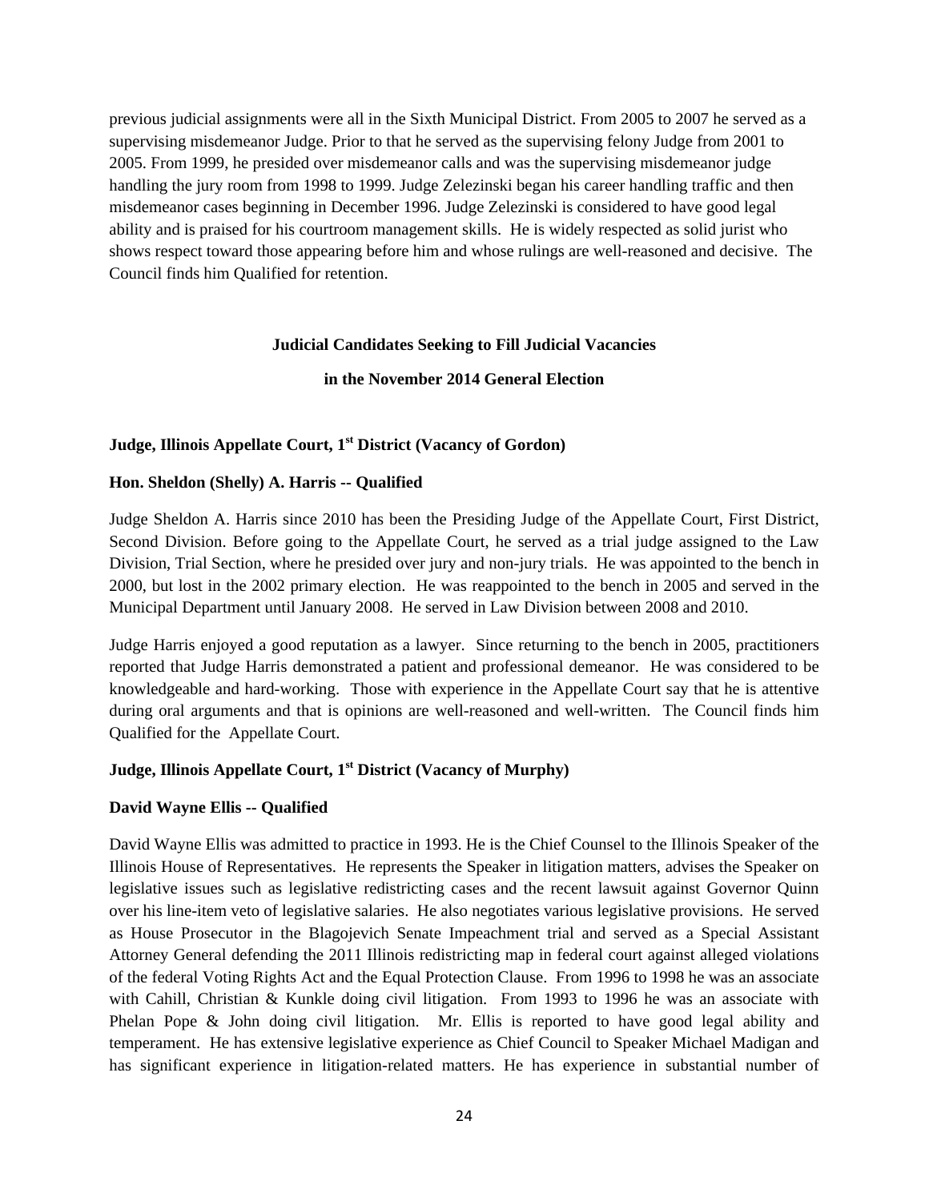previous judicial assignments were all in the Sixth Municipal District. From 2005 to 2007 he served as a supervising misdemeanor Judge. Prior to that he served as the supervising felony Judge from 2001 to 2005. From 1999, he presided over misdemeanor calls and was the supervising misdemeanor judge handling the jury room from 1998 to 1999. Judge Zelezinski began his career handling traffic and then misdemeanor cases beginning in December 1996. Judge Zelezinski is considered to have good legal ability and is praised for his courtroom management skills. He is widely respected as solid jurist who shows respect toward those appearing before him and whose rulings are well-reasoned and decisive. The Council finds him Qualified for retention.

## Judicial Candidates Seeking to Fill Judicial Vacancies in the November 2014 General Election

### Judge, Illinois Appellate Court, 1st District (Vacancy of Gordon)

**Hon. Sheldon (Shelly) A. Harris -- Qualified**

Judge Sheldon A. Harris since 2010 has been the Presiding Judge of the Appellate Court, First District, Second Division. Before going to the Appellate Court, he served as a trial judge assigned to the Law Division, Trial Section, where he presided over jury and non-jury trials. He was appointed to the bench in 2000, but lost in the 2002 primary election. He was reappointed to the bench in 2005 and served in the Municipal Department until January 2008. He served in Law Division between 2008 and 2010.

Judge Harris enjoyed a good reputation as a lawyer. Since returning to the bench in 2005, practitioners reported that Judge Harris demonstrated a patient and professional demeanor. He was considered to be knowledgeable and hard-working. Those with experience in the Appellate Court say that he is attentive during oral arguments and that is opinions are well-reasoned and well-written. The Council finds him Qualified for the Appellate Court.

### Judge, Illinois Appellate Court, 1st District (Vacancy of Murphy)

**David Wayne Ellis -- Qualified**

David Wayne Ellis was admitted to practice in 1993. He is the Chief Counsel to the Illinois Speaker of the Illinois House of Representatives. He represents the Speaker in litigation matters, advises the Speaker on legislative issues such as legislative redistricting cases and the recent lawsuit against Governor Quinn over his line-item veto of legislative salaries. He also negotiates various legislative provisions. He served as House Prosecutor in the Blagojevich Senate Impeachment trial and served as a Special Assistant Attorney General defending the 2011 Illinois redistricting map in federal court against alleged violations of the federal Voting Rights Act and the Equal Protection Clause. From 1996 to 1998 he was an associate with Cahill, Christian & Kunkle doing civil litigation. From 1993 to 1996 he was an associate with Phelan Pope & John doing civil litigation. Mr. Ellis is reported to have good legal ability and temperament. He has extensive legislative experience as Chief Council to Speaker Michael Madigan and has significant experience in litigation-related matters. He has experience in substantial number of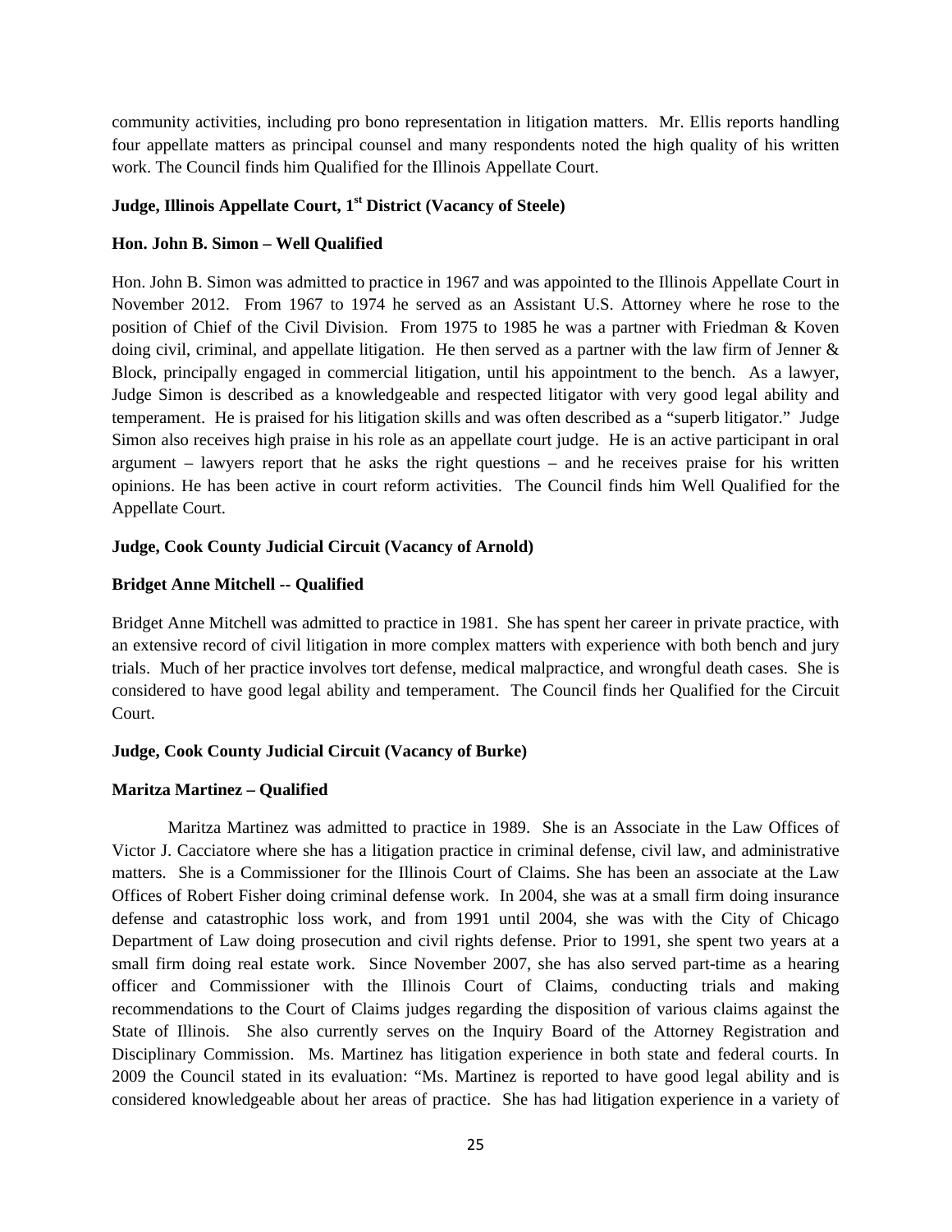community activities, including pro bono representation in litigation matters. Mr. Ellis reports handling four appellate matters as principal counsel and many respondents noted the high quality of his written work. The Council finds him Qualified for the Illinois Appellate Court.

**Judge, Illinois Appellate Court, 1st District (Vacancy of Steele)**

**Hon. John B. Simon – Well Qualified**

Hon. John B. Simon was admitted to practice in 1967 and was appointed to the Illinois Appellate Court in November 2012. From 1967 to 1974 he served as an Assistant U.S. Attorney where he rose to the position of Chief of the Civil Division. From 1975 to 1985 he was a partner with Friedman & Koven doing civil, criminal, and appellate litigation. He then served as a partner with the law firm of Jenner & Block, principally engaged in commercial litigation, until his appointment to the bench. As a lawyer, Judge Simon is described as a knowledgeable and respected litigator with very good legal ability and temperament. He is praised for his litigation skills and was often described as a "superb litigator." Judge Simon also receives high praise in his role as an appellate court judge. He is an active participant in oral argument – lawyers report that he asks the right questions – and he receives praise for his written opinions. He has been active in court reform activities. The Council finds him Well Qualified for the Appellate Court.

**Judge, Cook County Judicial Circuit (Vacancy of Arnold)**

**Bridget Anne Mitchell -- Qualified**

Bridget Anne Mitchell was admitted to practice in 1981. She has spent her career in private practice, with an extensive record of civil litigation in more complex matters with experience with both bench and jury trials. Much of her practice involves tort defense, medical malpractice, and wrongful death cases. She is considered to have good legal ability and temperament. The Council finds her Qualified for the Circuit Court.

**Judge, Cook County Judicial Circuit (Vacancy of Burke)**

**Maritza Martinez – Qualified**

Maritza Martinez was admitted to practice in 1989. She is an Associate in the Law Offices of Victor J. Cacciatore where she has a litigation practice in criminal defense, civil law, and administrative matters. She is a Commissioner for the Illinois Court of Claims. She has been an associate at the Law Offices of Robert Fisher doing criminal defense work. In 2004, she was at a small firm doing insurance defense and catastrophic loss work, and from 1991 until 2004, she was with the City of Chicago Department of Law doing prosecution and civil rights defense. Prior to 1991, she spent two years at a small firm doing real estate work. Since November 2007, she has also served part-time as a hearing officer and Commissioner with the Illinois Court of Claims, conducting trials and making recommendations to the Court of Claims judges regarding the disposition of various claims against the State of Illinois. She also currently serves on the Inquiry Board of the Attorney Registration and Disciplinary Commission. Ms. Martinez has litigation experience in both state and federal courts. In 2009 the Council stated in its evaluation: "Ms. Martinez is reported to have good legal ability and is considered knowledgeable about her areas of practice. She has had litigation experience in a variety of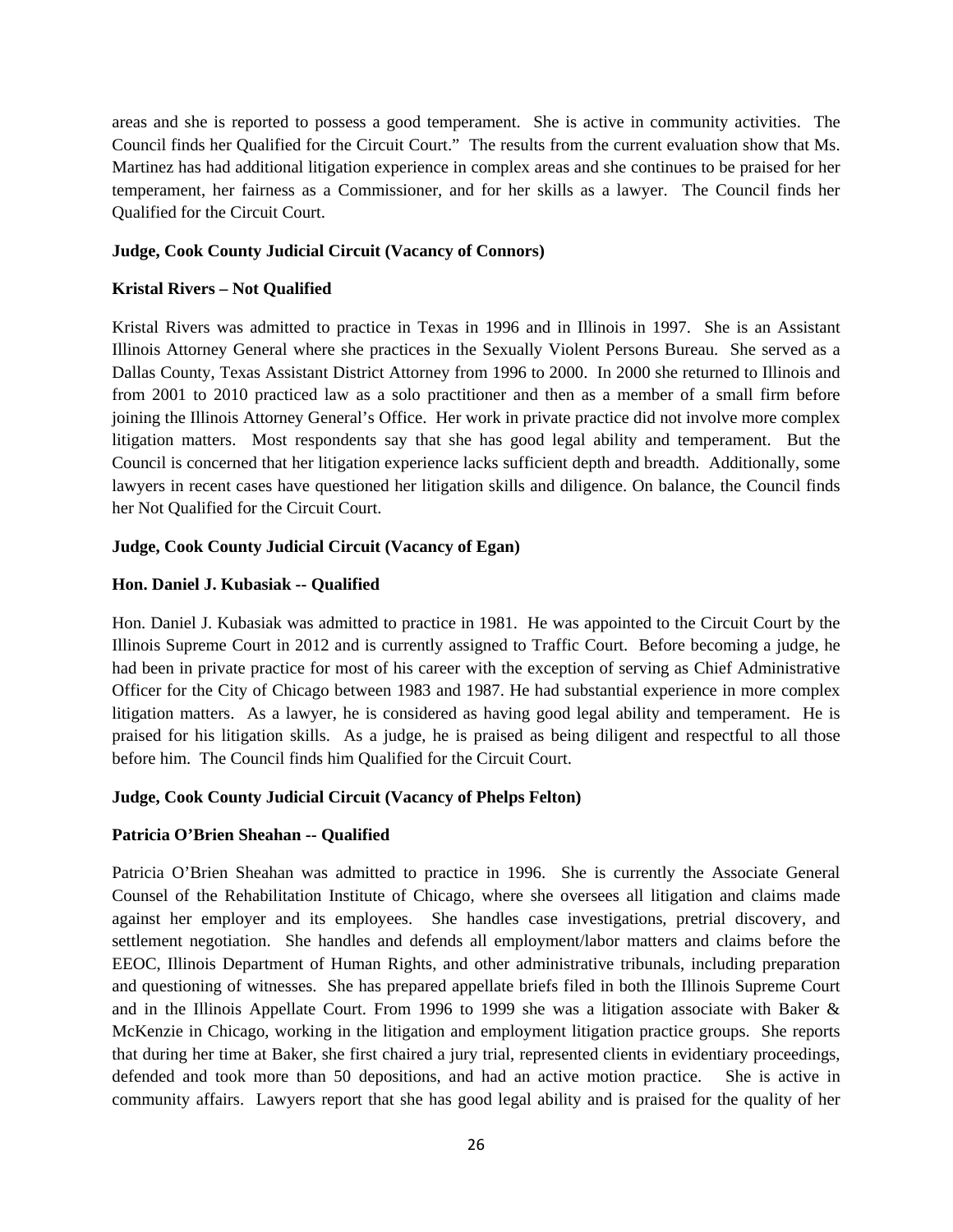areas and she is reported to possess a good temperament. She is active in community activities. The Council finds her Qualified for the Circuit Court." The results from the current evaluation show that Ms. Martinez has had additional litigation experience in complex areas and she continues to be praised for her temperament, her fairness as a Commissioner, and for her skills as a lawyer. The Council finds her Qualified for the Circuit Court.

**Judge, Cook County Judicial Circuit (Vacancy of Connors)**

**Kristal Rivers – Not Qualified**

Kristal Rivers was admitted to practice in Texas in 1996 and in Illinois in 1997. She is an Assistant Illinois Attorney General where she practices in the Sexually Violent Persons Bureau. She served as a Dallas County, Texas Assistant District Attorney from 1996 to 2000. In 2000 she returned to Illinois and from 2001 to 2010 practiced law as a solo practitioner and then as a member of a small firm before joining the Illinois Attorney General's Office. Her work in private practice did not involve more complex litigation matters. Most respondents say that she has good legal ability and temperament. But the Council is concerned that her litigation experience lacks sufficient depth and breadth. Additionally, some lawyers in recent cases have questioned her litigation skills and diligence. On balance, the Council finds her Not Qualified for the Circuit Court.

**Judge, Cook County Judicial Circuit (Vacancy of Egan)**

**Hon. Daniel J. Kubasiak -- Qualified**

Hon. Daniel J. Kubasiak was admitted to practice in 1981. He was appointed to the Circuit Court by the Illinois Supreme Court in 2012 and is currently assigned to Traffic Court. Before becoming a judge, he had been in private practice for most of his career with the exception of serving as Chief Administrative Officer for the City of Chicago between 1983 and 1987. He had substantial experience in more complex litigation matters. As a lawyer, he is considered as having good legal ability and temperament. He is praised for his litigation skills. As a judge, he is praised as being diligent and respectful to all those before him. The Council finds him Qualified for the Circuit Court.

**Judge, Cook County Judicial Circuit (Vacancy of Phelps Felton)**

**Patricia O'Brien Sheahan -- Qualified**

Patricia O'Brien Sheahan was admitted to practice in 1996. She is currently the Associate General Counsel of the Rehabilitation Institute of Chicago, where she oversees all litigation and claims made against her employer and its employees. She handles case investigations, pretrial discovery, and settlement negotiation. She handles and defends all employment/labor matters and claims before the EEOC, Illinois Department of Human Rights, and other administrative tribunals, including preparation and questioning of witnesses. She has prepared appellate briefs filed in both the Illinois Supreme Court and in the Illinois Appellate Court. From 1996 to 1999 she was a litigation associate with Baker & McKenzie in Chicago, working in the litigation and employment litigation practice groups. She reports that during her time at Baker, she first chaired a jury trial, represented clients in evidentiary proceedings, defended and took more than 50 depositions, and had an active motion practice. She is active in community affairs. Lawyers report that she has good legal ability and is praised for the quality of her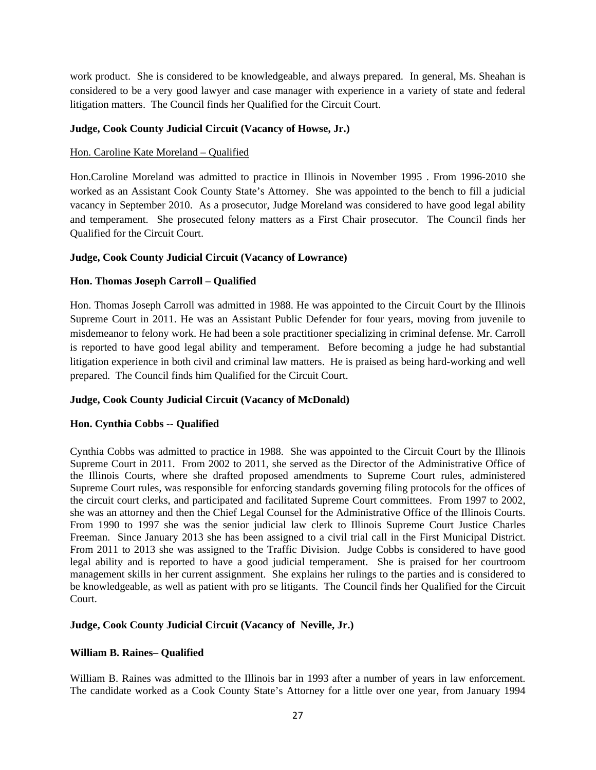work product. She is considered to be knowledgeable, and always prepared. In general, Ms. Sheahan is considered to be a very good lawyer and case manager with experience in a variety of state and federal litigation matters. The Council finds her Qualified for the Circuit Court.

**Judge, Cook County Judicial Circuit (Vacancy of Howse, Jr.)**

Hon. Caroline Kate Moreland – Qualified

Hon.Caroline Moreland was admitted to practice in Illinois in November 1995 . From 1996-2010 she worked as an Assistant Cook County State's Attorney. She was appointed to the bench to fill a judicial vacancy in September 2010. As a prosecutor, Judge Moreland was considered to have good legal ability and temperament. She prosecuted felony matters as a First Chair prosecutor. The Council finds her Qualified for the Circuit Court.

**Judge, Cook County Judicial Circuit (Vacancy of Lowrance)**

**Hon. Thomas Joseph Carroll – Qualified**

Hon. Thomas Joseph Carroll was admitted in 1988. He was appointed to the Circuit Court by the Illinois Supreme Court in 2011. He was an Assistant Public Defender for four years, moving from juvenile to misdemeanor to felony work. He had been a sole practitioner specializing in criminal defense. Mr. Carroll is reported to have good legal ability and temperament. Before becoming a judge he had substantial litigation experience in both civil and criminal law matters. He is praised as being hard-working and well prepared. The Council finds him Qualified for the Circuit Court.

**Judge, Cook County Judicial Circuit (Vacancy of McDonald)**

**Hon. Cynthia Cobbs -- Qualified**

Cynthia Cobbs was admitted to practice in 1988. She was appointed to the Circuit Court by the Illinois Supreme Court in 2011. From 2002 to 2011, she served as the Director of the Administrative Office of the Illinois Courts, where she drafted proposed amendments to Supreme Court rules, administered Supreme Court rules, was responsible for enforcing standards governing filing protocols for the offices of the circuit court clerks, and participated and facilitated Supreme Court committees. From 1997 to 2002, she was an attorney and then the Chief Legal Counsel for the Administrative Office of the Illinois Courts. From 1990 to 1997 she was the senior judicial law clerk to Illinois Supreme Court Justice Charles Freeman. Since January 2013 she has been assigned to a civil trial call in the First Municipal District. From 2011 to 2013 she was assigned to the Traffic Division. Judge Cobbs is considered to have good legal ability and is reported to have a good judicial temperament. She is praised for her courtroom management skills in her current assignment. She explains her rulings to the parties and is considered to be knowledgeable, as well as patient with pro se litigants. The Council finds her Qualified for the Circuit Court.

**Judge, Cook County Judicial Circuit (Vacancy of Neville, Jr.)**

**William B. Raines– Qualified**

William B. Raines was admitted to the Illinois bar in 1993 after a number of years in law enforcement. The candidate worked as a Cook County State's Attorney for a little over one year, from January 1994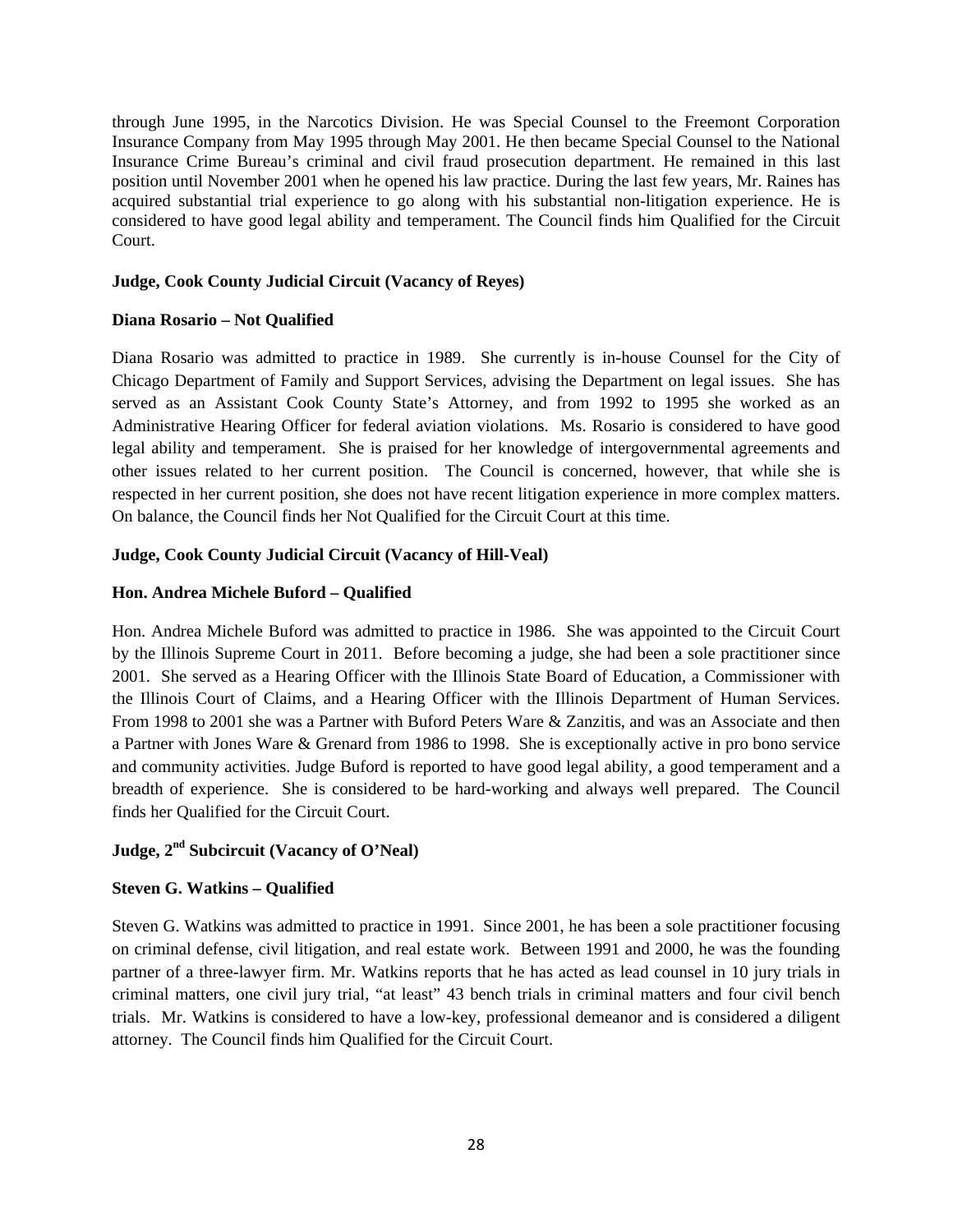through June 1995, in the Narcotics Division. He was Special Counsel to the Freemont Corporation Insurance Company from May 1995 through May 2001. He then became Special Counsel to the National Insurance Crime Bureau's criminal and civil fraud prosecution department. He remained in this last position until November 2001 when he opened his law practice. During the last few years, Mr. Raines has acquired substantial trial experience to go along with his substantial non-litigation experience. He is considered to have good legal ability and temperament. The Council finds him Qualified for the Circuit Court.

**Judge, Cook County Judicial Circuit (Vacancy of Reyes)**

**Diana Rosario – Not Qualified**

Diana Rosario was admitted to practice in 1989. She currently is in-house Counsel for the City of Chicago Department of Family and Support Services, advising the Department on legal issues. She has served as an Assistant Cook County State's Attorney, and from 1992 to 1995 she worked as an Administrative Hearing Officer for federal aviation violations. Ms. Rosario is considered to have good legal ability and temperament. She is praised for her knowledge of intergovernmental agreements and other issues related to her current position. The Council is concerned, however, that while she is respected in her current position, she does not have recent litigation experience in more complex matters. On balance, the Council finds her Not Qualified for the Circuit Court at this time.

**Judge, Cook County Judicial Circuit (Vacancy of Hill-Veal)**

**Hon. Andrea Michele Buford – Qualified**

Hon. Andrea Michele Buford was admitted to practice in 1986. She was appointed to the Circuit Court by the Illinois Supreme Court in 2011. Before becoming a judge, she had been a sole practitioner since 2001. She served as a Hearing Officer with the Illinois State Board of Education, a Commissioner with the Illinois Court of Claims, and a Hearing Officer with the Illinois Department of Human Services. From 1998 to 2001 she was a Partner with Buford Peters Ware & Zanzitis, and was an Associate and then a Partner with Jones Ware & Grenard from 1986 to 1998. She is exceptionally active in pro bono service and community activities. Judge Buford is reported to have good legal ability, a good temperament and a breadth of experience. She is considered to be hard-working and always well prepared. The Council finds her Qualified for the Circuit Court.

**Judge, 2nd Subcircuit (Vacancy of O'Neal)**

**Steven G. Watkins – Qualified**

Steven G. Watkins was admitted to practice in 1991. Since 2001, he has been a sole practitioner focusing on criminal defense, civil litigation, and real estate work. Between 1991 and 2000, he was the founding partner of a three-lawyer firm. Mr. Watkins reports that he has acted as lead counsel in 10 jury trials in criminal matters, one civil jury trial, "at least" 43 bench trials in criminal matters and four civil bench trials. Mr. Watkins is considered to have a low-key, professional demeanor and is considered a diligent attorney. The Council finds him Qualified for the Circuit Court.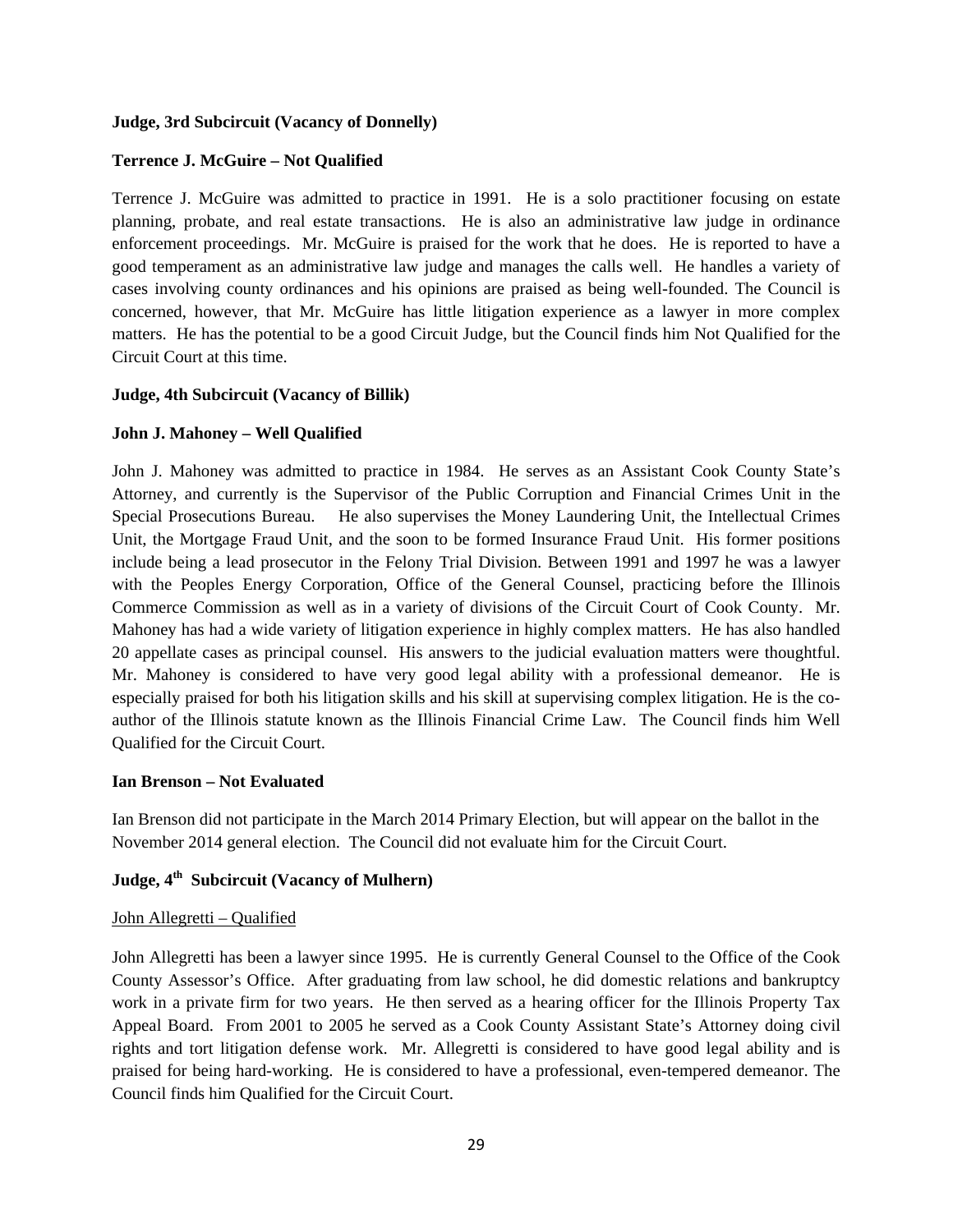**Judge, 3rd Subcircuit (Vacancy of Donnelly)**

**Terrence J. McGuire – Not Qualified**

Terrence J. McGuire was admitted to practice in 1991. He is a solo practitioner focusing on estate planning, probate, and real estate transactions. He is also an administrative law judge in ordinance enforcement proceedings. Mr. McGuire is praised for the work that he does. He is reported to have a good temperament as an administrative law judge and manages the calls well. He handles a variety of cases involving county ordinances and his opinions are praised as being well-founded. The Council is concerned, however, that Mr. McGuire has little litigation experience as a lawyer in more complex matters. He has the potential to be a good Circuit Judge, but the Council finds him Not Qualified for the Circuit Court at this time.

**Judge, 4th Subcircuit (Vacancy of Billik)**

**John J. Mahoney – Well Qualified**

John J. Mahoney was admitted to practice in 1984. He serves as an Assistant Cook County State's Attorney, and currently is the Supervisor of the Public Corruption and Financial Crimes Unit in the Special Prosecutions Bureau. He also supervises the Money Laundering Unit, the Intellectual Crimes Unit, the Mortgage Fraud Unit, and the soon to be formed Insurance Fraud Unit. His former positions include being a lead prosecutor in the Felony Trial Division. Between 1991 and 1997 he was a lawyer with the Peoples Energy Corporation, Office of the General Counsel, practicing before the Illinois Commerce Commission as well as in a variety of divisions of the Circuit Court of Cook County. Mr. Mahoney has had a wide variety of litigation experience in highly complex matters. He has also handled 20 appellate cases as principal counsel. His answers to the judicial evaluation matters were thoughtful. Mr. Mahoney is considered to have very good legal ability with a professional demeanor. He is especially praised for both his litigation skills and his skill at supervising complex litigation. He is the co-author of the Illinois statute known as the Illinois Financial Crime Law. The Council finds him Well Qualified for the Circuit Court.

**Ian Brenson – Not Evaluated**

Ian Brenson did not participate in the March 2014 Primary Election, but will appear on the ballot in the November 2014 general election. The Council did not evaluate him for the Circuit Court.

**Judge, 4th Subcircuit (Vacancy of Mulhern)**

John Allegretti – Qualified

John Allegretti has been a lawyer since 1995. He is currently General Counsel to the Office of the Cook County Assessor's Office. After graduating from law school, he did domestic relations and bankruptcy work in a private firm for two years. He then served as a hearing officer for the Illinois Property Tax Appeal Board. From 2001 to 2005 he served as a Cook County Assistant State's Attorney doing civil rights and tort litigation defense work. Mr. Allegretti is considered to have good legal ability and is praised for being hard-working. He is considered to have a professional, even-tempered demeanor. The Council finds him Qualified for the Circuit Court.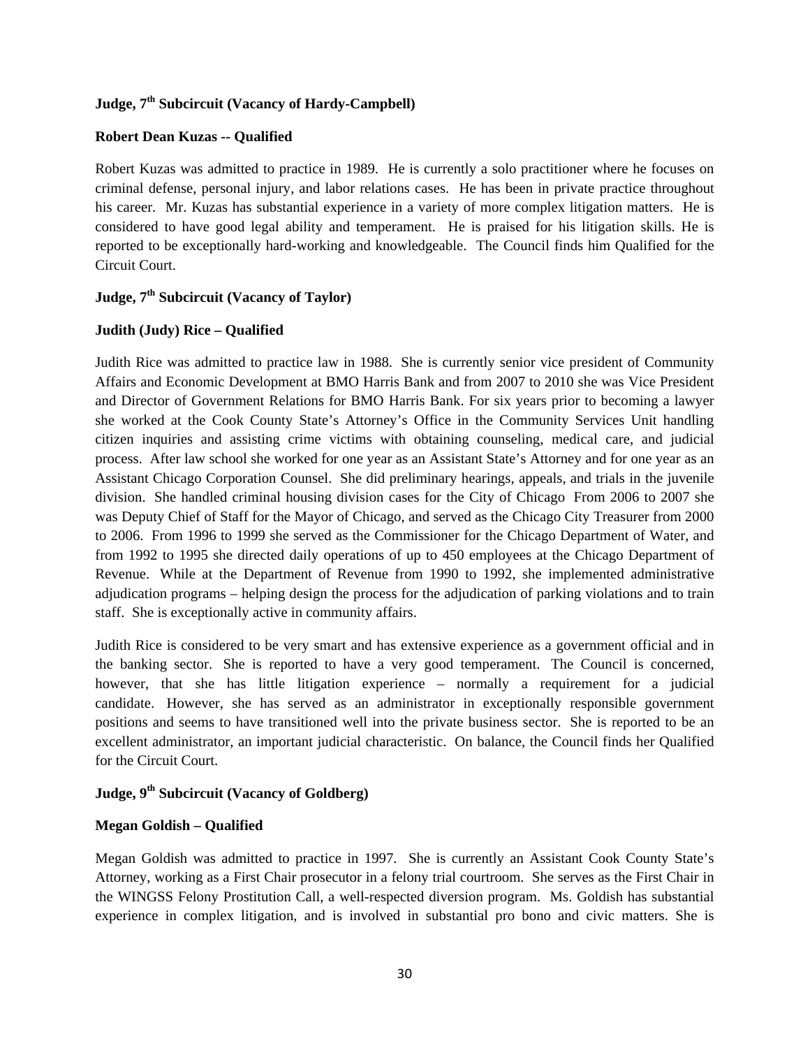**Judge, 7th Subcircuit (Vacancy of Hardy-Campbell)**

**Robert Dean Kuzas -- Qualified**

Robert Kuzas was admitted to practice in 1989. He is currently a solo practitioner where he focuses on criminal defense, personal injury, and labor relations cases. He has been in private practice throughout his career. Mr. Kuzas has substantial experience in a variety of more complex litigation matters. He is considered to have good legal ability and temperament. He is praised for his litigation skills. He is reported to be exceptionally hard-working and knowledgeable. The Council finds him Qualified for the Circuit Court.

**Judge, 7th Subcircuit (Vacancy of Taylor)**

**Judith (Judy) Rice – Qualified**

Judith Rice was admitted to practice law in 1988. She is currently senior vice president of Community Affairs and Economic Development at BMO Harris Bank and from 2007 to 2010 she was Vice President and Director of Government Relations for BMO Harris Bank. For six years prior to becoming a lawyer she worked at the Cook County State's Attorney's Office in the Community Services Unit handling citizen inquiries and assisting crime victims with obtaining counseling, medical care, and judicial process. After law school she worked for one year as an Assistant State's Attorney and for one year as an Assistant Chicago Corporation Counsel. She did preliminary hearings, appeals, and trials in the juvenile division. She handled criminal housing division cases for the City of Chicago From 2006 to 2007 she was Deputy Chief of Staff for the Mayor of Chicago, and served as the Chicago City Treasurer from 2000 to 2006. From 1996 to 1999 she served as the Commissioner for the Chicago Department of Water, and from 1992 to 1995 she directed daily operations of up to 450 employees at the Chicago Department of Revenue. While at the Department of Revenue from 1990 to 1992, she implemented administrative adjudication programs – helping design the process for the adjudication of parking violations and to train staff. She is exceptionally active in community affairs.

Judith Rice is considered to be very smart and has extensive experience as a government official and in the banking sector. She is reported to have a very good temperament. The Council is concerned, however, that she has little litigation experience – normally a requirement for a judicial candidate. However, she has served as an administrator in exceptionally responsible government positions and seems to have transitioned well into the private business sector. She is reported to be an excellent administrator, an important judicial characteristic. On balance, the Council finds her Qualified for the Circuit Court.

**Judge, 9th Subcircuit (Vacancy of Goldberg)**

**Megan Goldish – Qualified**

Megan Goldish was admitted to practice in 1997. She is currently an Assistant Cook County State's Attorney, working as a First Chair prosecutor in a felony trial courtroom. She serves as the First Chair in the WINGSS Felony Prostitution Call, a well-respected diversion program. Ms. Goldish has substantial experience in complex litigation, and is involved in substantial pro bono and civic matters. She is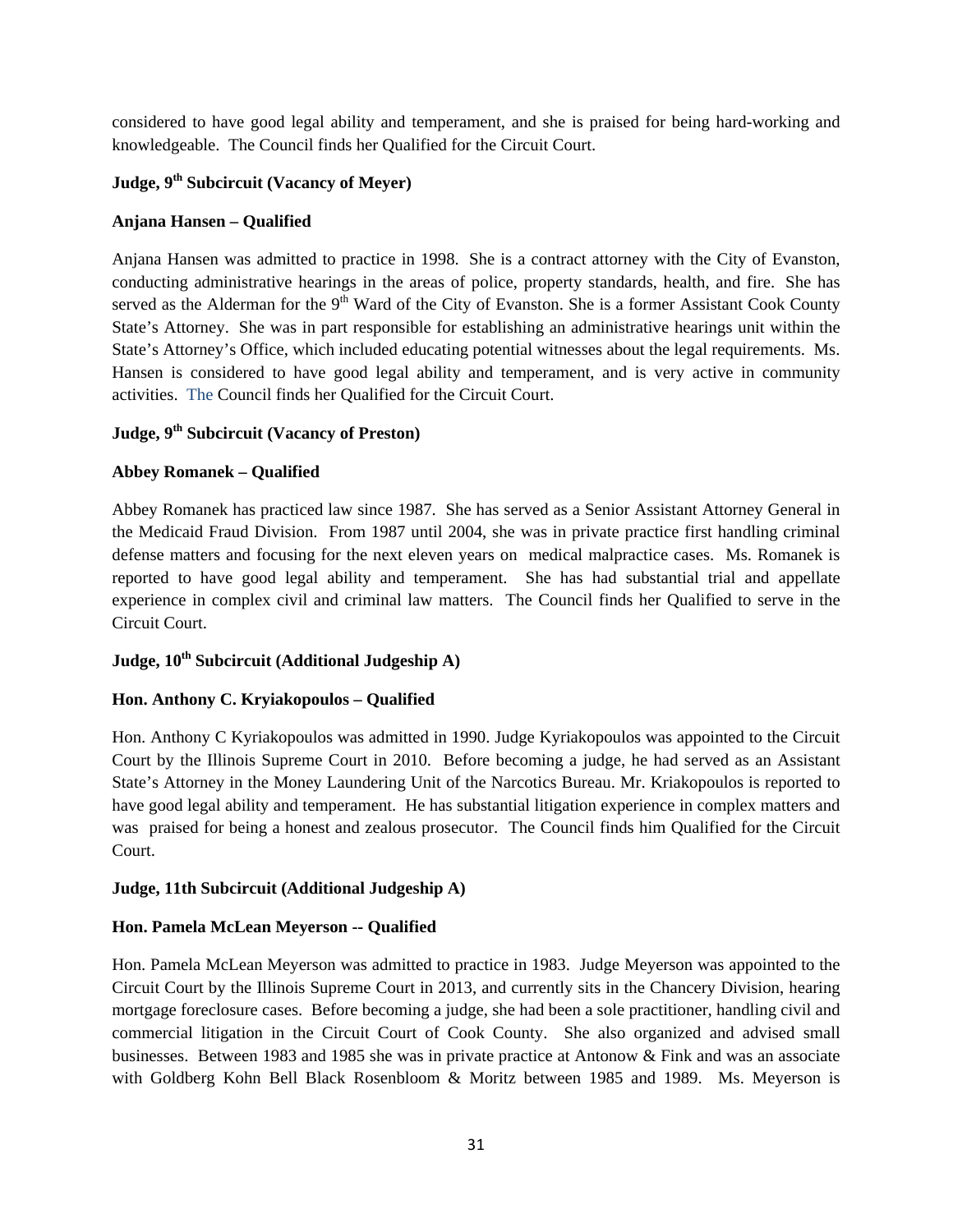considered to have good legal ability and temperament, and she is praised for being hard-working and knowledgeable. The Council finds her Qualified for the Circuit Court.

**Judge, 9th Subcircuit (Vacancy of Meyer)**

**Anjana Hansen – Qualified**

Anjana Hansen was admitted to practice in 1998. She is a contract attorney with the City of Evanston, conducting administrative hearings in the areas of police, property standards, health, and fire. She has served as the Alderman for the 9th Ward of the City of Evanston. She is a former Assistant Cook County State's Attorney. She was in part responsible for establishing an administrative hearings unit within the State's Attorney's Office, which included educating potential witnesses about the legal requirements. Ms. Hansen is considered to have good legal ability and temperament, and is very active in community activities. The Council finds her Qualified for the Circuit Court.

**Judge, 9th Subcircuit (Vacancy of Preston)**

**Abbey Romanek – Qualified**

Abbey Romanek has practiced law since 1987. She has served as a Senior Assistant Attorney General in the Medicaid Fraud Division. From 1987 until 2004, she was in private practice first handling criminal defense matters and focusing for the next eleven years on medical malpractice cases. Ms. Romanek is reported to have good legal ability and temperament. She has had substantial trial and appellate experience in complex civil and criminal law matters. The Council finds her Qualified to serve in the Circuit Court.

**Judge, 10th Subcircuit (Additional Judgeship A)**

**Hon. Anthony C. Kryiakopoulos – Qualified**

Hon. Anthony C Kyriakopoulos was admitted in 1990. Judge Kyriakopoulos was appointed to the Circuit Court by the Illinois Supreme Court in 2010. Before becoming a judge, he had served as an Assistant State's Attorney in the Money Laundering Unit of the Narcotics Bureau. Mr. Kriakopoulos is reported to have good legal ability and temperament. He has substantial litigation experience in complex matters and was praised for being a honest and zealous prosecutor. The Council finds him Qualified for the Circuit Court.

**Judge, 11th Subcircuit (Additional Judgeship A)**

**Hon. Pamela McLean Meyerson -- Qualified**

Hon. Pamela McLean Meyerson was admitted to practice in 1983. Judge Meyerson was appointed to the Circuit Court by the Illinois Supreme Court in 2013, and currently sits in the Chancery Division, hearing mortgage foreclosure cases. Before becoming a judge, she had been a sole practitioner, handling civil and commercial litigation in the Circuit Court of Cook County. She also organized and advised small businesses. Between 1983 and 1985 she was in private practice at Antonow & Fink and was an associate with Goldberg Kohn Bell Black Rosenbloom & Moritz between 1985 and 1989. Ms. Meyerson is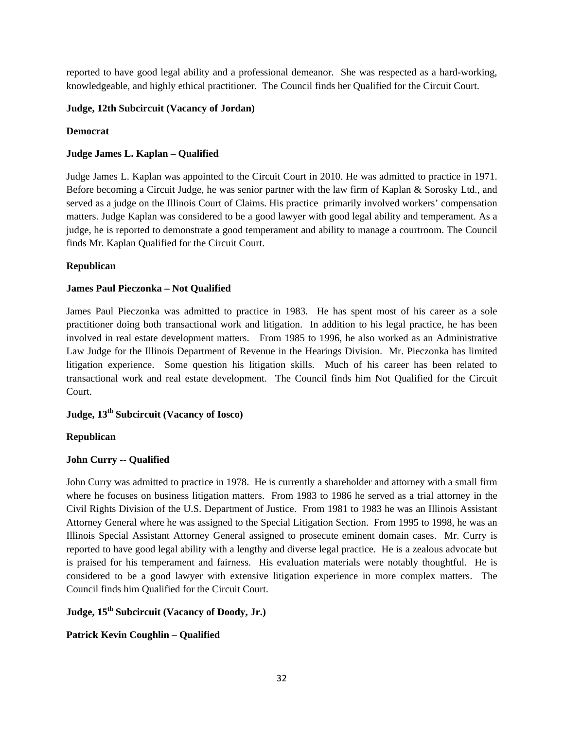reported to have good legal ability and a professional demeanor. She was respected as a hard-working, knowledgeable, and highly ethical practitioner. The Council finds her Qualified for the Circuit Court.

**Judge, 12th Subcircuit (Vacancy of Jordan)**

**Democrat**

**Judge James L. Kaplan – Qualified**

Judge James L. Kaplan was appointed to the Circuit Court in 2010. He was admitted to practice in 1971. Before becoming a Circuit Judge, he was senior partner with the law firm of Kaplan & Sorosky Ltd., and served as a judge on the Illinois Court of Claims. His practice primarily involved workers' compensation matters. Judge Kaplan was considered to be a good lawyer with good legal ability and temperament. As a judge, he is reported to demonstrate a good temperament and ability to manage a courtroom. The Council finds Mr. Kaplan Qualified for the Circuit Court.

**Republican**

**James Paul Pieczonka – Not Qualified**

James Paul Pieczonka was admitted to practice in 1983. He has spent most of his career as a sole practitioner doing both transactional work and litigation. In addition to his legal practice, he has been involved in real estate development matters. From 1985 to 1996, he also worked as an Administrative Law Judge for the Illinois Department of Revenue in the Hearings Division. Mr. Pieczonka has limited litigation experience. Some question his litigation skills. Much of his career has been related to transactional work and real estate development. The Council finds him Not Qualified for the Circuit Court.

**Judge, 13th Subcircuit (Vacancy of Iosco)**

**Republican**

**John Curry -- Qualified**

John Curry was admitted to practice in 1978. He is currently a shareholder and attorney with a small firm where he focuses on business litigation matters. From 1983 to 1986 he served as a trial attorney in the Civil Rights Division of the U.S. Department of Justice. From 1981 to 1983 he was an Illinois Assistant Attorney General where he was assigned to the Special Litigation Section. From 1995 to 1998, he was an Illinois Special Assistant Attorney General assigned to prosecute eminent domain cases. Mr. Curry is reported to have good legal ability with a lengthy and diverse legal practice. He is a zealous advocate but is praised for his temperament and fairness. His evaluation materials were notably thoughtful. He is considered to be a good lawyer with extensive litigation experience in more complex matters. The Council finds him Qualified for the Circuit Court.

**Judge, 15th Subcircuit (Vacancy of Doody, Jr.)**

**Patrick Kevin Coughlin – Qualified**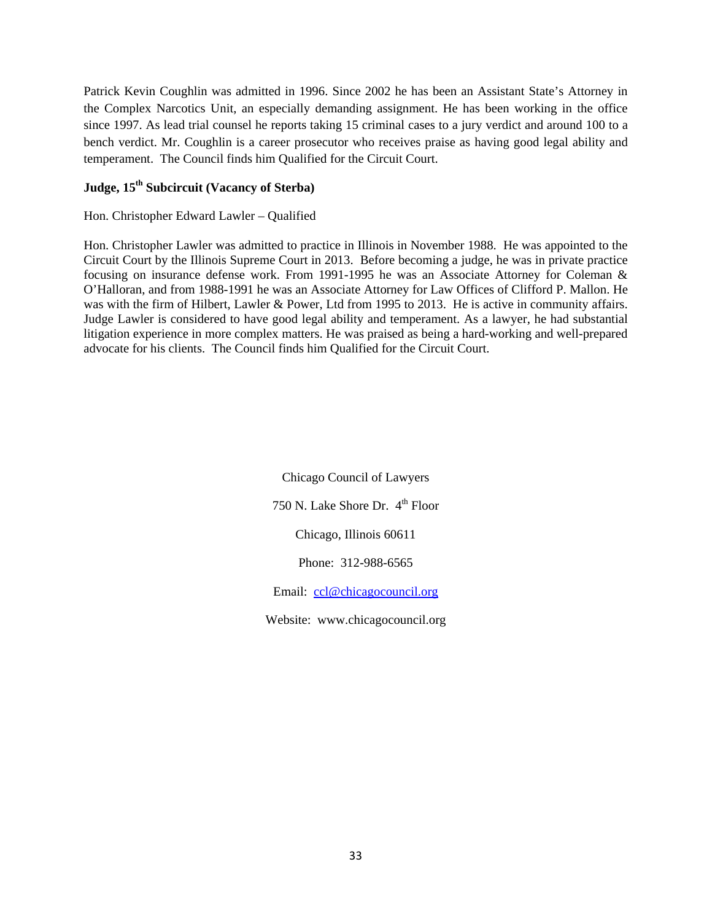Patrick Kevin Coughlin was admitted in 1996. Since 2002 he has been an Assistant State's Attorney in the Complex Narcotics Unit, an especially demanding assignment. He has been working in the office since 1997. As lead trial counsel he reports taking 15 criminal cases to a jury verdict and around 100 to a bench verdict. Mr. Coughlin is a career prosecutor who receives praise as having good legal ability and temperament. The Council finds him Qualified for the Circuit Court.

**Judge, 15th Subcircuit (Vacancy of Sterba)**

Hon. Christopher Edward Lawler – Qualified

Hon. Christopher Lawler was admitted to practice in Illinois in November 1988. He was appointed to the Circuit Court by the Illinois Supreme Court in 2013. Before becoming a judge, he was in private practice focusing on insurance defense work. From 1991-1995 he was an Associate Attorney for Coleman & O'Halloran, and from 1988-1991 he was an Associate Attorney for Law Offices of Clifford P. Mallon. He was with the firm of Hilbert, Lawler & Power, Ltd from 1995 to 2013. He is active in community affairs. Judge Lawler is considered to have good legal ability and temperament. As a lawyer, he had substantial litigation experience in more complex matters. He was praised as being a hard-working and well-prepared advocate for his clients. The Council finds him Qualified for the Circuit Court.

Chicago Council of Lawyers

750 N. Lake Shore Dr. 4th Floor

Chicago, Illinois 60611

Phone: 312-988-6565

Email: ccl@chicagocouncil.org

Website: www.chicagocouncil.org